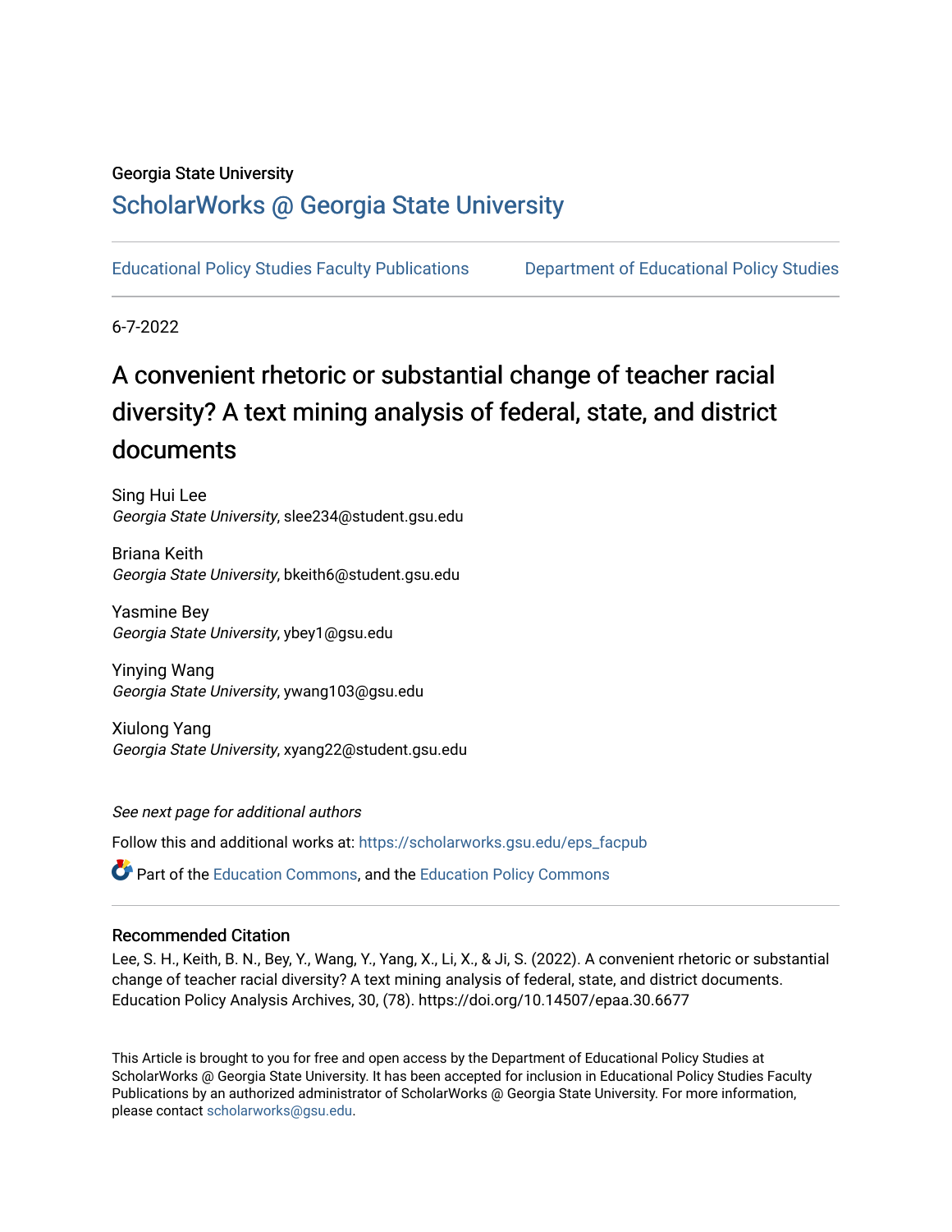Georgia State University

# ScholarWorks @ Georgia State University

Educational Policy Studies Faculty Publications | Department of Educational Policy Studies

6-7-2022

## A convenient rhetoric or substantial change of teacher racial diversity? A text mining analysis of federal, state, and district documents

Sing Hui Lee
*Georgia State University*, slee234@student.gsu.edu

Briana Keith
*Georgia State University*, bkeith6@student.gsu.edu

Yasmine Bey
*Georgia State University*, ybey1@gsu.edu

Yinying Wang
*Georgia State University*, ywang103@gsu.edu

Xiulong Yang
*Georgia State University*, xyang22@student.gsu.edu

*See next page for additional authors*

Follow this and additional works at: https://scholarworks.gsu.edu/eps_facpub

Part of the Education Commons, and the Education Policy Commons

### Recommended Citation

Lee, S. H., Keith, B. N., Bey, Y., Wang, Y., Yang, X., Li, X., & Ji, S. (2022). A convenient rhetoric or substantial change of teacher racial diversity? A text mining analysis of federal, state, and district documents. Education Policy Analysis Archives, 30, (78). https://doi.org/10.14507/epaa.30.6677

This Article is brought to you for free and open access by the Department of Educational Policy Studies at ScholarWorks @ Georgia State University. It has been accepted for inclusion in Educational Policy Studies Faculty Publications by an authorized administrator of ScholarWorks @ Georgia State University. For more information, please contact scholarworks@gsu.edu.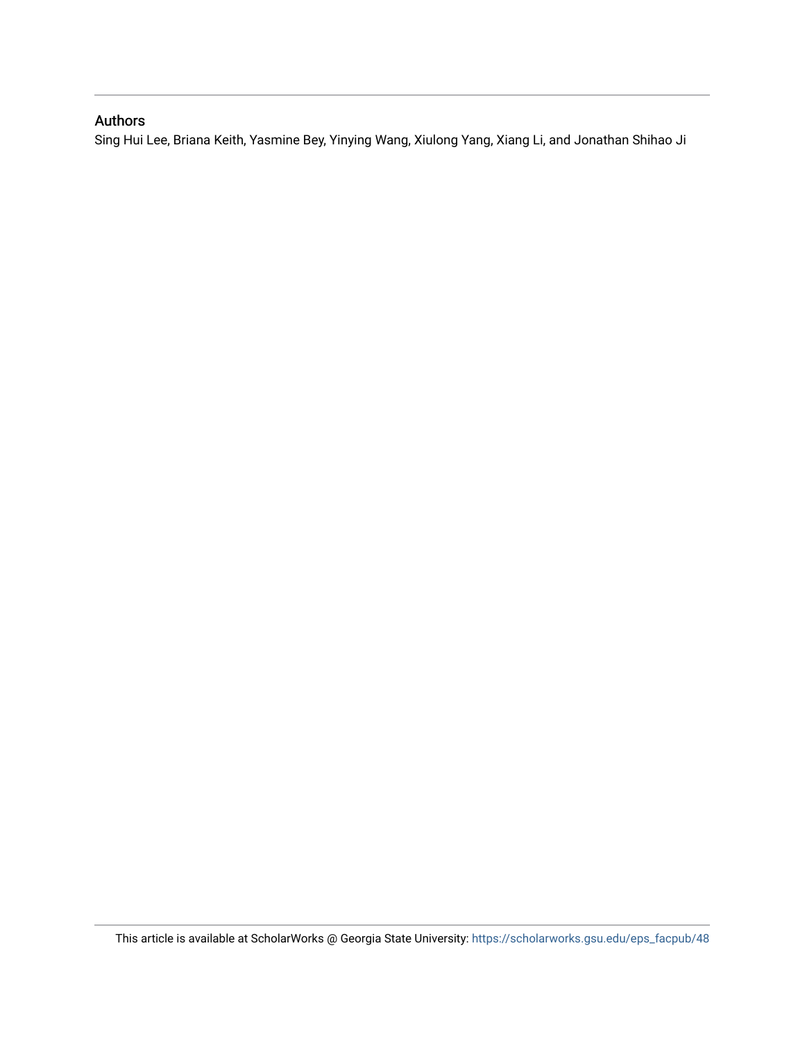## Authors

Sing Hui Lee, Briana Keith, Yasmine Bey, Yinying Wang, Xiulong Yang, Xiang Li, and Jonathan Shihao Ji

This article is available at ScholarWorks @ Georgia State University: https://scholarworks.gsu.edu/eps_facpub/48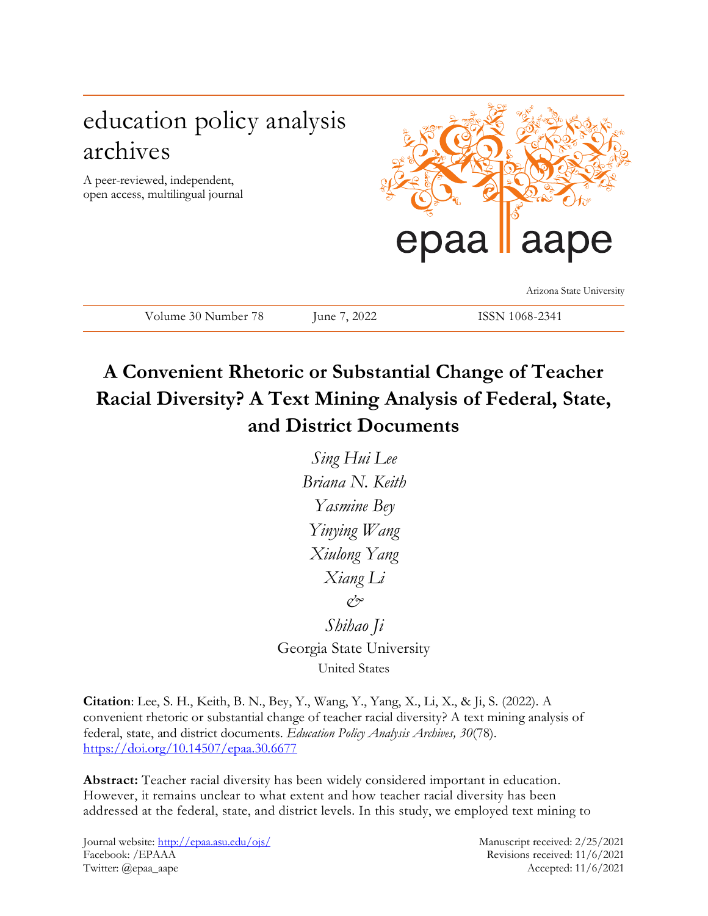education policy analysis archives

A peer-reviewed, independent, open access, multilingual journal

epaa aape

Arizona State University

Volume 30 Number 78 | June 7, 2022 | ISSN 1068-2341

# A Convenient Rhetoric or Substantial Change of Teacher Racial Diversity? A Text Mining Analysis of Federal, State, and District Documents

*Sing Hui Lee*
*Briana N. Keith*
*Yasmine Bey*
*Yinying Wang*
*Xiulong Yang*
*Xiang Li*
*&*
*Shihao Ji*

Georgia State University
United States

**Citation**: Lee, S. H., Keith, B. N., Bey, Y., Wang, Y., Yang, X., Li, X., & Ji, S. (2022). A convenient rhetoric or substantial change of teacher racial diversity? A text mining analysis of federal, state, and district documents. *Education Policy Analysis Archives, 30*(78). https://doi.org/10.14507/epaa.30.6677

**Abstract:** Teacher racial diversity has been widely considered important in education. However, it remains unclear to what extent and how teacher racial diversity has been addressed at the federal, state, and district levels. In this study, we employed text mining to

Journal website: http://epaa.asu.edu/ojs/
Facebook: /EPAA
Twitter: @epaa_aape

Manuscript received: 2/25/2021
Revisions received: 11/6/2021
Accepted: 11/6/2021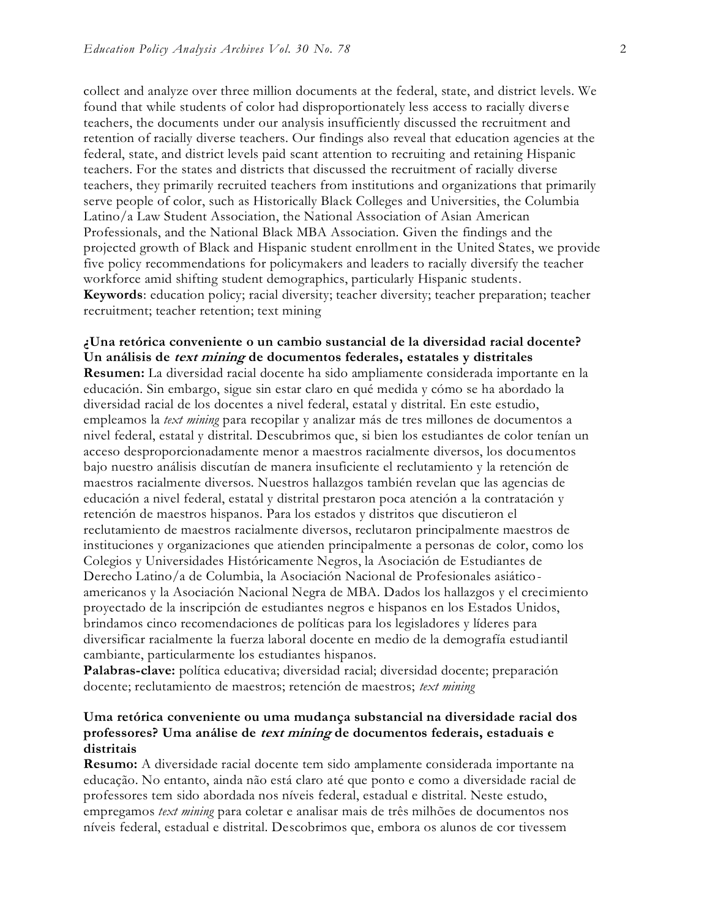collect and analyze over three million documents at the federal, state, and district levels. We found that while students of color had disproportionately less access to racially diverse teachers, the documents under our analysis insufficiently discussed the recruitment and retention of racially diverse teachers. Our findings also reveal that education agencies at the federal, state, and district levels paid scant attention to recruiting and retaining Hispanic teachers. For the states and districts that discussed the recruitment of racially diverse teachers, they primarily recruited teachers from institutions and organizations that primarily serve people of color, such as Historically Black Colleges and Universities, the Columbia Latino/a Law Student Association, the National Association of Asian American Professionals, and the National Black MBA Association. Given the findings and the projected growth of Black and Hispanic student enrollment in the United States, we provide five policy recommendations for policymakers and leaders to racially diversify the teacher workforce amid shifting student demographics, particularly Hispanic students.
**Keywords**: education policy; racial diversity; teacher diversity; teacher preparation; teacher recruitment; teacher retention; text mining

**¿Una retórica conveniente o un cambio sustancial de la diversidad racial docente? Un análisis de *text mining* de documentos federales, estatales y distritales**
**Resumen:** La diversidad racial docente ha sido ampliamente considerada importante en la educación. Sin embargo, sigue sin estar claro en qué medida y cómo se ha abordado la diversidad racial de los docentes a nivel federal, estatal y distrital. En este estudio, empleamos la *text mining* para recopilar y analizar más de tres millones de documentos a nivel federal, estatal y distrital. Descubrimos que, si bien los estudiantes de color tenían un acceso desproporcionadamente menor a maestros racialmente diversos, los documentos bajo nuestro análisis discutían de manera insuficiente el reclutamiento y la retención de maestros racialmente diversos. Nuestros hallazgos también revelan que las agencias de educación a nivel federal, estatal y distrital prestaron poca atención a la contratación y retención de maestros hispanos. Para los estados y distritos que discutieron el reclutamiento de maestros racialmente diversos, reclutaron principalmente maestros de instituciones y organizaciones que atienden principalmente a personas de color, como los Colegios y Universidades Históricamente Negros, la Asociación de Estudiantes de Derecho Latino/a de Columbia, la Asociación Nacional de Profesionales asiático-americanos y la Asociación Nacional Negra de MBA. Dados los hallazgos y el crecimiento proyectado de la inscripción de estudiantes negros e hispanos en los Estados Unidos, brindamos cinco recomendaciones de políticas para los legisladores y líderes para diversificar racialmente la fuerza laboral docente en medio de la demografía estudiantil cambiante, particularmente los estudiantes hispanos.
**Palabras-clave:** política educativa; diversidad racial; diversidad docente; preparación docente; reclutamiento de maestros; retención de maestros; *text mining*

**Uma retórica conveniente ou uma mudança substancial na diversidade racial dos professores? Uma análise de *text mining* de documentos federais, estaduais e distritais**
**Resumo:** A diversidade racial docente tem sido amplamente considerada importante na educação. No entanto, ainda não está claro até que ponto e como a diversidade racial de professores tem sido abordada nos níveis federal, estadual e distrital. Neste estudo, empregamos *text mining* para coletar e analisar mais de três milhões de documentos nos níveis federal, estadual e distrital. Descobrimos que, embora os alunos de cor tivessem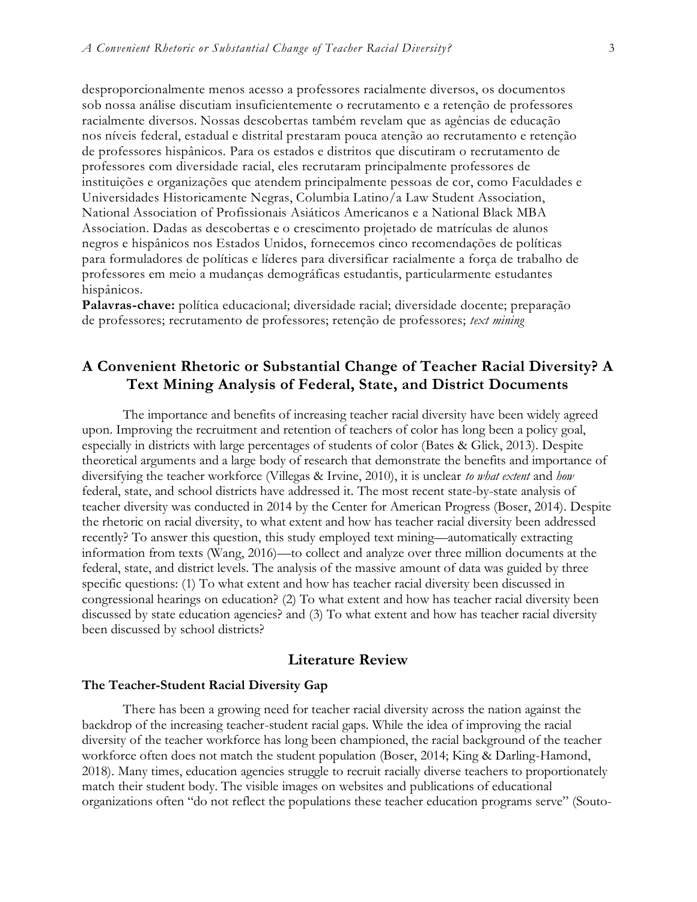desproporcionalmente menos acesso a professores racialmente diversos, os documentos sob nossa análise discutiam insuficientemente o recrutamento e a retenção de professores racialmente diversos. Nossas descobertas também revelam que as agências de educação nos níveis federal, estadual e distrital prestaram pouca atenção ao recrutamento e retenção de professores hispânicos. Para os estados e distritos que discutiram o recrutamento de professores com diversidade racial, eles recrutaram principalmente professores de instituições e organizações que atendem principalmente pessoas de cor, como Faculdades e Universidades Historicamente Negras, Columbia Latino/a Law Student Association, National Association of Profissionais Asiáticos Americanos e a National Black MBA Association. Dadas as descobertas e o crescimento projetado de matrículas de alunos negros e hispânicos nos Estados Unidos, fornecemos cinco recomendações de políticas para formuladores de políticas e líderes para diversificar racialmente a força de trabalho de professores em meio a mudanças demográficas estudantis, particularmente estudantes hispânicos.

**Palavras-chave:** política educacional; diversidade racial; diversidade docente; preparação de professores; recrutamento de professores; retenção de professores; *text mining*

## A Convenient Rhetoric or Substantial Change of Teacher Racial Diversity? A Text Mining Analysis of Federal, State, and District Documents

The importance and benefits of increasing teacher racial diversity have been widely agreed upon. Improving the recruitment and retention of teachers of color has long been a policy goal, especially in districts with large percentages of students of color (Bates & Glick, 2013). Despite theoretical arguments and a large body of research that demonstrate the benefits and importance of diversifying the teacher workforce (Villegas & Irvine, 2010), it is unclear *to what extent* and *how* federal, state, and school districts have addressed it. The most recent state-by-state analysis of teacher diversity was conducted in 2014 by the Center for American Progress (Boser, 2014). Despite the rhetoric on racial diversity, to what extent and how has teacher racial diversity been addressed recently? To answer this question, this study employed text mining—automatically extracting information from texts (Wang, 2016)—to collect and analyze over three million documents at the federal, state, and district levels. The analysis of the massive amount of data was guided by three specific questions: (1) To what extent and how has teacher racial diversity been discussed in congressional hearings on education? (2) To what extent and how has teacher racial diversity been discussed by state education agencies? and (3) To what extent and how has teacher racial diversity been discussed by school districts?

## Literature Review

### The Teacher-Student Racial Diversity Gap

There has been a growing need for teacher racial diversity across the nation against the backdrop of the increasing teacher-student racial gaps. While the idea of improving the racial diversity of the teacher workforce has long been championed, the racial background of the teacher workforce often does not match the student population (Boser, 2014; King & Darling-Hamond, 2018). Many times, education agencies struggle to recruit racially diverse teachers to proportionately match their student body. The visible images on websites and publications of educational organizations often "do not reflect the populations these teacher education programs serve" (Souto-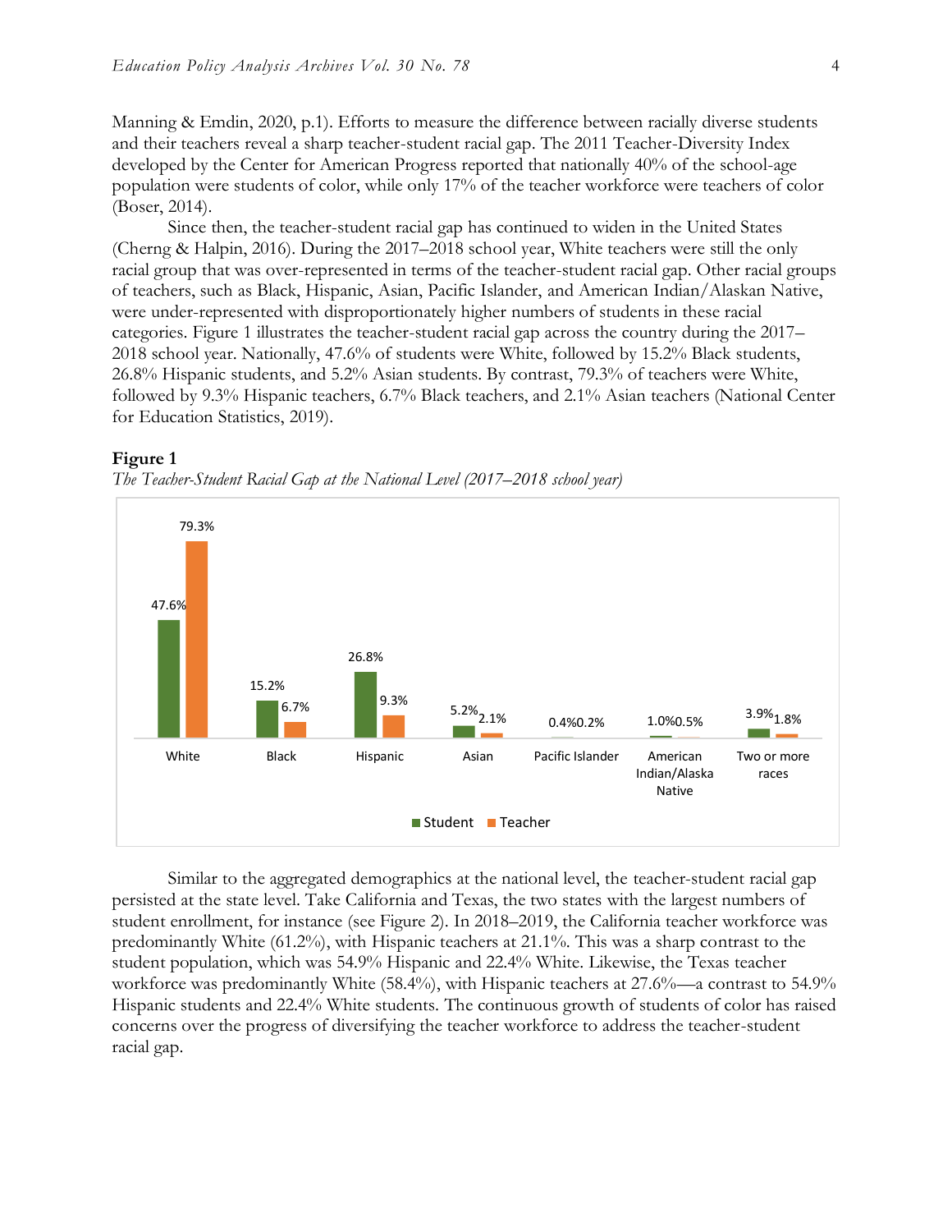Manning & Emdin, 2020, p.1). Efforts to measure the difference between racially diverse students and their teachers reveal a sharp teacher-student racial gap. The 2011 Teacher-Diversity Index developed by the Center for American Progress reported that nationally 40% of the school-age population were students of color, while only 17% of the teacher workforce were teachers of color (Boser, 2014).

Since then, the teacher-student racial gap has continued to widen in the United States (Cherng & Halpin, 2016). During the 2017–2018 school year, White teachers were still the only racial group that was over-represented in terms of the teacher-student racial gap. Other racial groups of teachers, such as Black, Hispanic, Asian, Pacific Islander, and American Indian/Alaskan Native, were under-represented with disproportionately higher numbers of students in these racial categories. Figure 1 illustrates the teacher-student racial gap across the country during the 2017–2018 school year. Nationally, 47.6% of students were White, followed by 15.2% Black students, 26.8% Hispanic students, and 5.2% Asian students. By contrast, 79.3% of teachers were White, followed by 9.3% Hispanic teachers, 6.7% Black teachers, and 2.1% Asian teachers (National Center for Education Statistics, 2019).

**Figure 1**

*The Teacher-Student Racial Gap at the National Level (2017–2018 school year)*

| | White | Black | Hispanic | Asian | Pacific Islander | American Indian/Alaska Native | Two or more races |
|---|---|---|---|---|---|---|---|
| Student | 47.6% | 15.2% | 26.8% | 5.2% | 0.4% | 1.0% | 3.9% |
| Teacher | 79.3% | 6.7% | 9.3% | 2.1% | 0.2% | 0.5% | 1.8% |

Similar to the aggregated demographics at the national level, the teacher-student racial gap persisted at the state level. Take California and Texas, the two states with the largest numbers of student enrollment, for instance (see Figure 2). In 2018–2019, the California teacher workforce was predominantly White (61.2%), with Hispanic teachers at 21.1%. This was a sharp contrast to the student population, which was 54.9% Hispanic and 22.4% White. Likewise, the Texas teacher workforce was predominantly White (58.4%), with Hispanic teachers at 27.6%—a contrast to 54.9% Hispanic students and 22.4% White students. The continuous growth of students of color has raised concerns over the progress of diversifying the teacher workforce to address the teacher-student racial gap.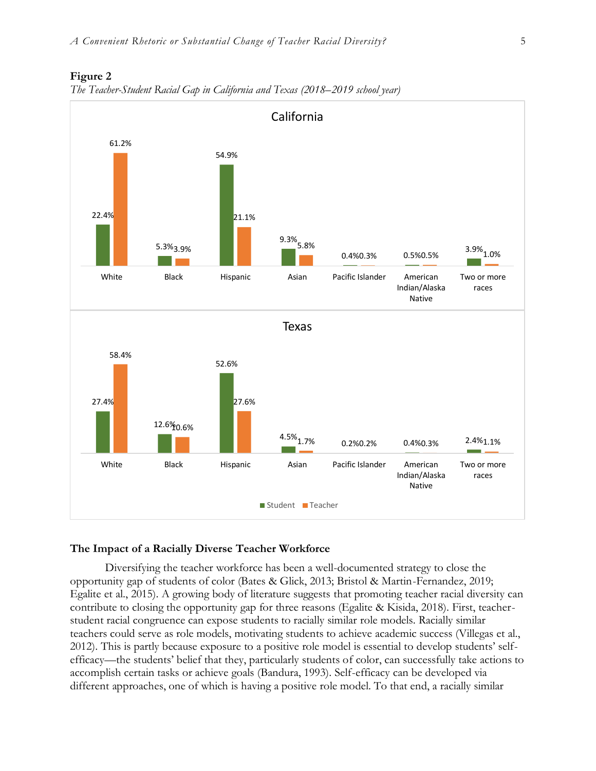**Figure 2**

*The Teacher-Student Racial Gap in California and Texas (2018–2019 school year)*

California

| | White | Black | Hispanic | Asian | Pacific Islander | American Indian/Alaska Native | Two or more races |
|---|---|---|---|---|---|---|---|
| Student | 22.4% | 5.3% | 54.9% | 9.3% | 0.4% | 0.5% | 3.9% |
| Teacher | 61.2% | 3.9% | 21.1% | 5.8% | 0.3% | 0.5% | 1.0% |

Texas

| | White | Black | Hispanic | Asian | Pacific Islander | American Indian/Alaska Native | Two or more races |
|---|---|---|---|---|---|---|---|
| Student | 27.4% | 12.6% | 52.6% | 4.5% | 0.2% | 0.4% | 2.4% |
| Teacher | 58.4% | 10.6% | 27.6% | 1.7% | 0.2% | 0.3% | 1.1% |

## The Impact of a Racially Diverse Teacher Workforce

Diversifying the teacher workforce has been a well-documented strategy to close the opportunity gap of students of color (Bates & Glick, 2013; Bristol & Martin-Fernandez, 2019; Egalite et al., 2015). A growing body of literature suggests that promoting teacher racial diversity can contribute to closing the opportunity gap for three reasons (Egalite & Kisida, 2018). First, teacher-student racial congruence can expose students to racially similar role models. Racially similar teachers could serve as role models, motivating students to achieve academic success (Villegas et al., 2012). This is partly because exposure to a positive role model is essential to develop students' self-efficacy—the students' belief that they, particularly students of color, can successfully take actions to accomplish certain tasks or achieve goals (Bandura, 1993). Self-efficacy can be developed via different approaches, one of which is having a positive role model. To that end, a racially similar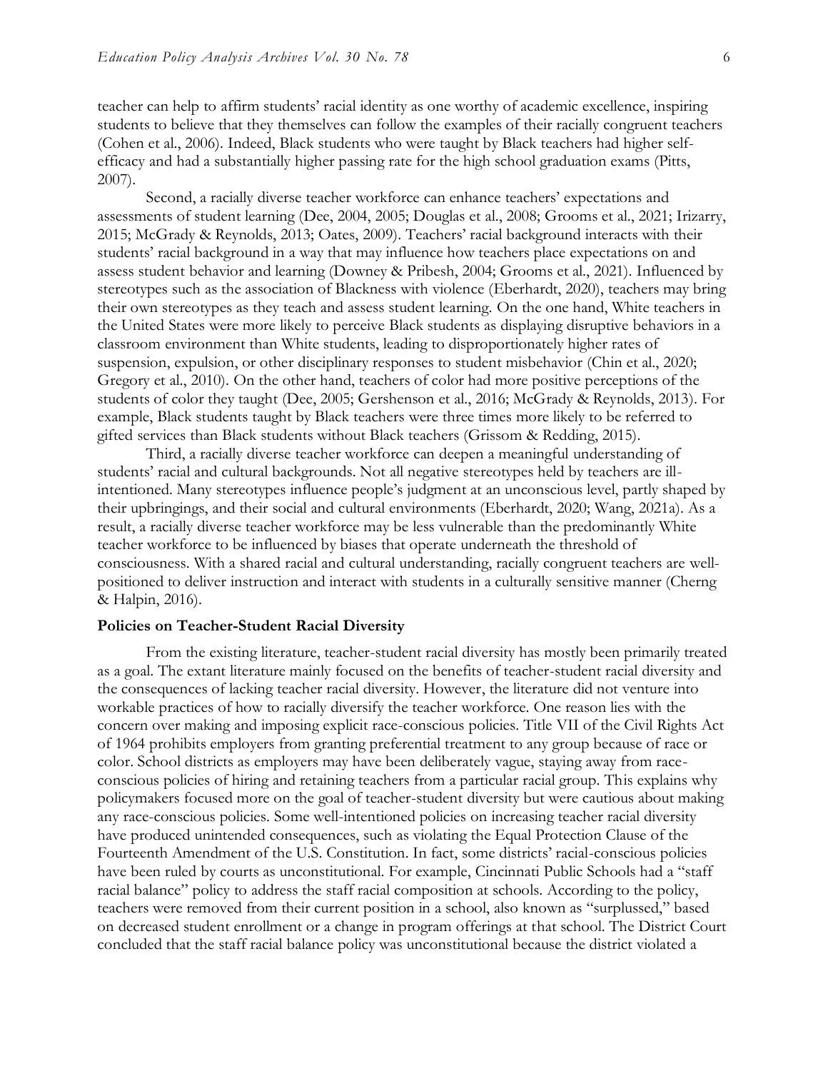teacher can help to affirm students' racial identity as one worthy of academic excellence, inspiring students to believe that they themselves can follow the examples of their racially congruent teachers (Cohen et al., 2006). Indeed, Black students who were taught by Black teachers had higher self-efficacy and had a substantially higher passing rate for the high school graduation exams (Pitts, 2007).

Second, a racially diverse teacher workforce can enhance teachers' expectations and assessments of student learning (Dee, 2004, 2005; Douglas et al., 2008; Grooms et al., 2021; Irizarry, 2015; McGrady & Reynolds, 2013; Oates, 2009). Teachers' racial background interacts with their students' racial background in a way that may influence how teachers place expectations on and assess student behavior and learning (Downey & Pribesh, 2004; Grooms et al., 2021). Influenced by stereotypes such as the association of Blackness with violence (Eberhardt, 2020), teachers may bring their own stereotypes as they teach and assess student learning. On the one hand, White teachers in the United States were more likely to perceive Black students as displaying disruptive behaviors in a classroom environment than White students, leading to disproportionately higher rates of suspension, expulsion, or other disciplinary responses to student misbehavior (Chin et al., 2020; Gregory et al., 2010). On the other hand, teachers of color had more positive perceptions of the students of color they taught (Dee, 2005; Gershenson et al., 2016; McGrady & Reynolds, 2013). For example, Black students taught by Black teachers were three times more likely to be referred to gifted services than Black students without Black teachers (Grissom & Redding, 2015).

Third, a racially diverse teacher workforce can deepen a meaningful understanding of students' racial and cultural backgrounds. Not all negative stereotypes held by teachers are ill-intentioned. Many stereotypes influence people's judgment at an unconscious level, partly shaped by their upbringings, and their social and cultural environments (Eberhardt, 2020; Wang, 2021a). As a result, a racially diverse teacher workforce may be less vulnerable than the predominantly White teacher workforce to be influenced by biases that operate underneath the threshold of consciousness. With a shared racial and cultural understanding, racially congruent teachers are well-positioned to deliver instruction and interact with students in a culturally sensitive manner (Cherng & Halpin, 2016).

**Policies on Teacher-Student Racial Diversity**

From the existing literature, teacher-student racial diversity has mostly been primarily treated as a goal. The extant literature mainly focused on the benefits of teacher-student racial diversity and the consequences of lacking teacher racial diversity. However, the literature did not venture into workable practices of how to racially diversify the teacher workforce. One reason lies with the concern over making and imposing explicit race-conscious policies. Title VII of the Civil Rights Act of 1964 prohibits employers from granting preferential treatment to any group because of race or color. School districts as employers may have been deliberately vague, staying away from race-conscious policies of hiring and retaining teachers from a particular racial group. This explains why policymakers focused more on the goal of teacher-student diversity but were cautious about making any race-conscious policies. Some well-intentioned policies on increasing teacher racial diversity have produced unintended consequences, such as violating the Equal Protection Clause of the Fourteenth Amendment of the U.S. Constitution. In fact, some districts' racial-conscious policies have been ruled by courts as unconstitutional. For example, Cincinnati Public Schools had a "staff racial balance" policy to address the staff racial composition at schools. According to the policy, teachers were removed from their current position in a school, also known as "surplussed," based on decreased student enrollment or a change in program offerings at that school. The District Court concluded that the staff racial balance policy was unconstitutional because the district violated a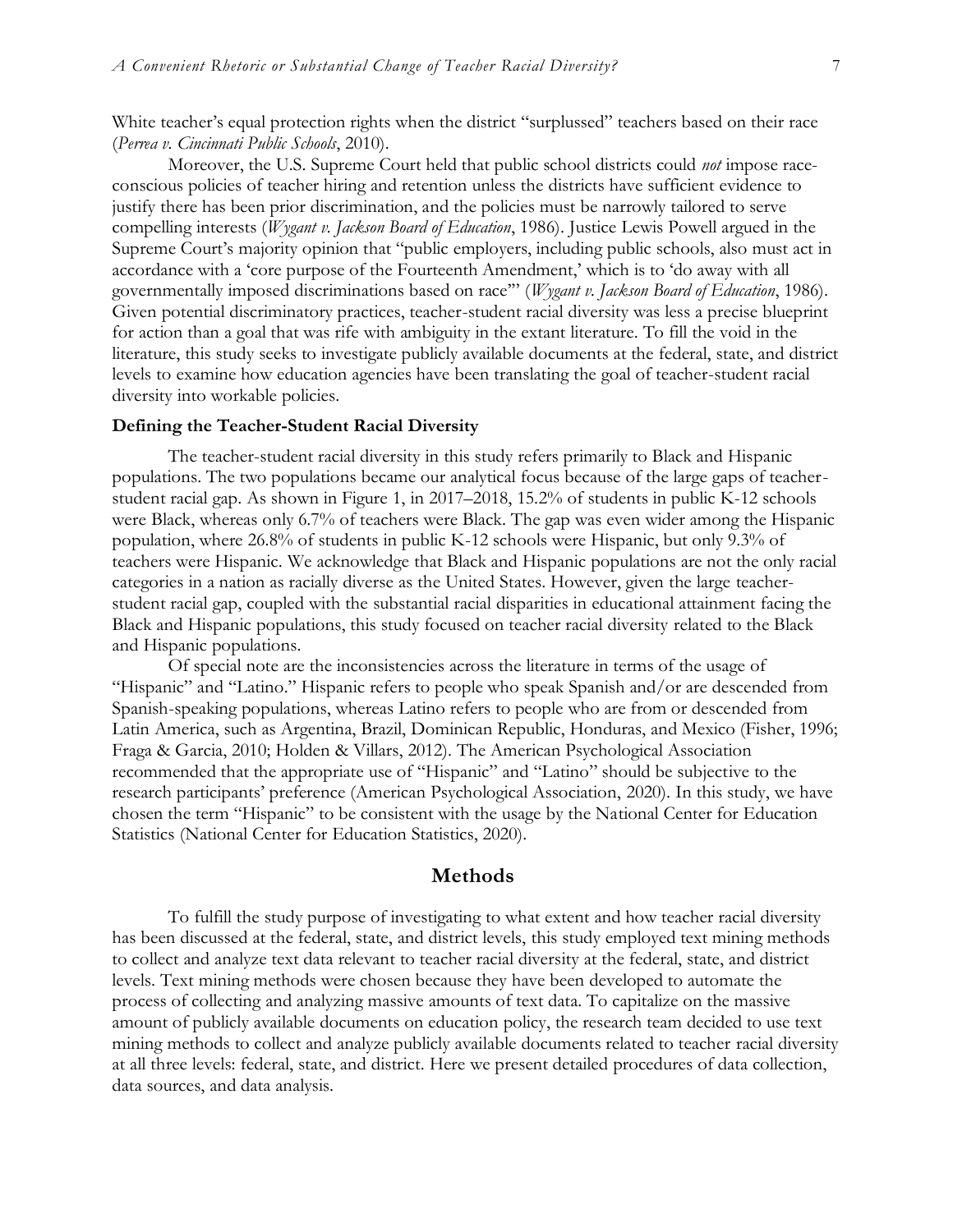White teacher's equal protection rights when the district "surplussed" teachers based on their race (*Perrea v. Cincinnati Public Schools*, 2010).

Moreover, the U.S. Supreme Court held that public school districts could *not* impose race-conscious policies of teacher hiring and retention unless the districts have sufficient evidence to justify there has been prior discrimination, and the policies must be narrowly tailored to serve compelling interests (*Wygant v. Jackson Board of Education*, 1986). Justice Lewis Powell argued in the Supreme Court's majority opinion that "public employers, including public schools, also must act in accordance with a 'core purpose of the Fourteenth Amendment,' which is to 'do away with all governmentally imposed discriminations based on race'" (*Wygant v. Jackson Board of Education*, 1986). Given potential discriminatory practices, teacher-student racial diversity was less a precise blueprint for action than a goal that was rife with ambiguity in the extant literature. To fill the void in the literature, this study seeks to investigate publicly available documents at the federal, state, and district levels to examine how education agencies have been translating the goal of teacher-student racial diversity into workable policies.

### Defining the Teacher-Student Racial Diversity

The teacher-student racial diversity in this study refers primarily to Black and Hispanic populations. The two populations became our analytical focus because of the large gaps of teacher-student racial gap. As shown in Figure 1, in 2017–2018, 15.2% of students in public K-12 schools were Black, whereas only 6.7% of teachers were Black. The gap was even wider among the Hispanic population, where 26.8% of students in public K-12 schools were Hispanic, but only 9.3% of teachers were Hispanic. We acknowledge that Black and Hispanic populations are not the only racial categories in a nation as racially diverse as the United States. However, given the large teacher-student racial gap, coupled with the substantial racial disparities in educational attainment facing the Black and Hispanic populations, this study focused on teacher racial diversity related to the Black and Hispanic populations.

Of special note are the inconsistencies across the literature in terms of the usage of "Hispanic" and "Latino." Hispanic refers to people who speak Spanish and/or are descended from Spanish-speaking populations, whereas Latino refers to people who are from or descended from Latin America, such as Argentina, Brazil, Dominican Republic, Honduras, and Mexico (Fisher, 1996; Fraga & Garcia, 2010; Holden & Villars, 2012). The American Psychological Association recommended that the appropriate use of "Hispanic" and "Latino" should be subjective to the research participants' preference (American Psychological Association, 2020). In this study, we have chosen the term "Hispanic" to be consistent with the usage by the National Center for Education Statistics (National Center for Education Statistics, 2020).

## Methods

To fulfill the study purpose of investigating to what extent and how teacher racial diversity has been discussed at the federal, state, and district levels, this study employed text mining methods to collect and analyze text data relevant to teacher racial diversity at the federal, state, and district levels. Text mining methods were chosen because they have been developed to automate the process of collecting and analyzing massive amounts of text data. To capitalize on the massive amount of publicly available documents on education policy, the research team decided to use text mining methods to collect and analyze publicly available documents related to teacher racial diversity at all three levels: federal, state, and district. Here we present detailed procedures of data collection, data sources, and data analysis.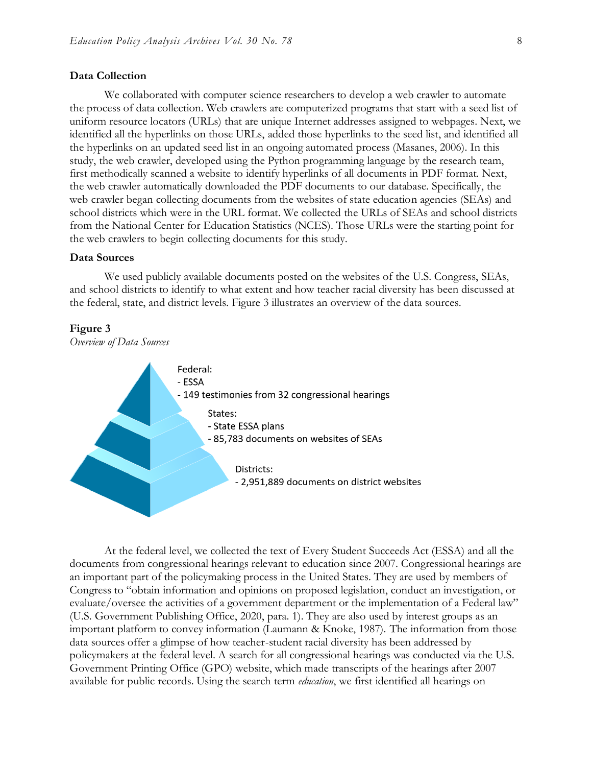### Data Collection

We collaborated with computer science researchers to develop a web crawler to automate the process of data collection. Web crawlers are computerized programs that start with a seed list of uniform resource locators (URLs) that are unique Internet addresses assigned to webpages. Next, we identified all the hyperlinks on those URLs, added those hyperlinks to the seed list, and identified all the hyperlinks on an updated seed list in an ongoing automated process (Masanes, 2006). In this study, the web crawler, developed using the Python programming language by the research team, first methodically scanned a website to identify hyperlinks of all documents in PDF format. Next, the web crawler automatically downloaded the PDF documents to our database. Specifically, the web crawler began collecting documents from the websites of state education agencies (SEAs) and school districts which were in the URL format. We collected the URLs of SEAs and school districts from the National Center for Education Statistics (NCES). Those URLs were the starting point for the web crawlers to begin collecting documents for this study.

### Data Sources

We used publicly available documents posted on the websites of the U.S. Congress, SEAs, and school districts to identify to what extent and how teacher racial diversity has been discussed at the federal, state, and district levels. Figure 3 illustrates an overview of the data sources.

**Figure 3**
*Overview of Data Sources*

Federal:
- ESSA
- 149 testimonies from 32 congressional hearings

States:
- State ESSA plans
- 85,783 documents on websites of SEAs

Districts:
- 2,951,889 documents on district websites

At the federal level, we collected the text of Every Student Succeeds Act (ESSA) and all the documents from congressional hearings relevant to education since 2007. Congressional hearings are an important part of the policymaking process in the United States. They are used by members of Congress to "obtain information and opinions on proposed legislation, conduct an investigation, or evaluate/oversee the activities of a government department or the implementation of a Federal law" (U.S. Government Publishing Office, 2020, para. 1). They are also used by interest groups as an important platform to convey information (Laumann & Knoke, 1987). The information from those data sources offer a glimpse of how teacher-student racial diversity has been addressed by policymakers at the federal level. A search for all congressional hearings was conducted via the U.S. Government Printing Office (GPO) website, which made transcripts of the hearings after 2007 available for public records. Using the search term *education*, we first identified all hearings on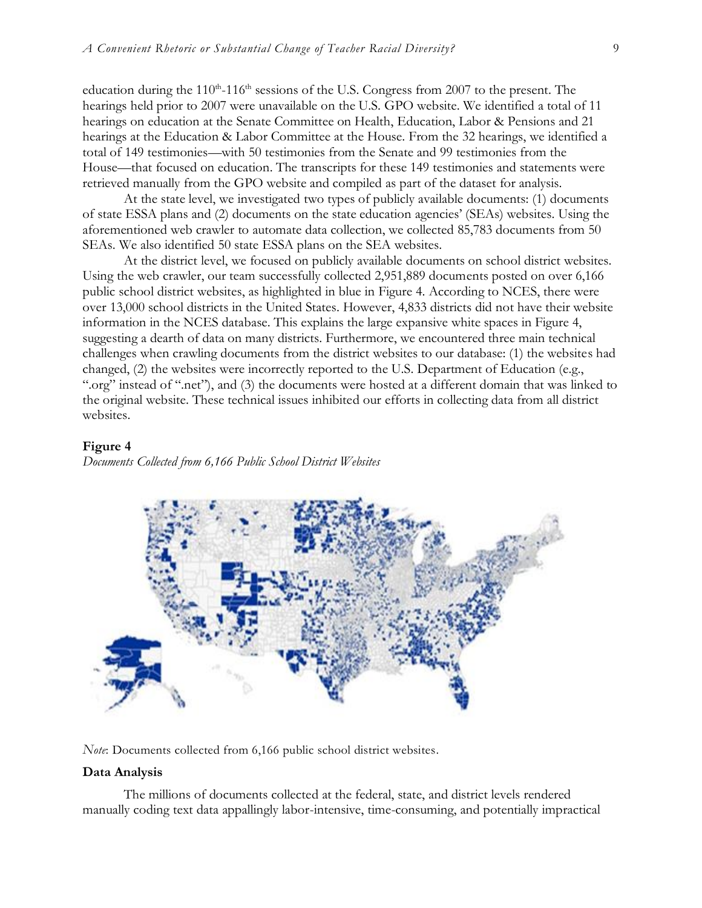education during the 110th-116th sessions of the U.S. Congress from 2007 to the present. The hearings held prior to 2007 were unavailable on the U.S. GPO website. We identified a total of 11 hearings on education at the Senate Committee on Health, Education, Labor & Pensions and 21 hearings at the Education & Labor Committee at the House. From the 32 hearings, we identified a total of 149 testimonies—with 50 testimonies from the Senate and 99 testimonies from the House—that focused on education. The transcripts for these 149 testimonies and statements were retrieved manually from the GPO website and compiled as part of the dataset for analysis.

At the state level, we investigated two types of publicly available documents: (1) documents of state ESSA plans and (2) documents on the state education agencies' (SEAs) websites. Using the aforementioned web crawler to automate data collection, we collected 85,783 documents from 50 SEAs. We also identified 50 state ESSA plans on the SEA websites.

At the district level, we focused on publicly available documents on school district websites. Using the web crawler, our team successfully collected 2,951,889 documents posted on over 6,166 public school district websites, as highlighted in blue in Figure 4. According to NCES, there were over 13,000 school districts in the United States. However, 4,833 districts did not have their website information in the NCES database. This explains the large expansive white spaces in Figure 4, suggesting a dearth of data on many districts. Furthermore, we encountered three main technical challenges when crawling documents from the district websites to our database: (1) the websites had changed, (2) the websites were incorrectly reported to the U.S. Department of Education (e.g., ".org" instead of ".net"), and (3) the documents were hosted at a different domain that was linked to the original website. These technical issues inhibited our efforts in collecting data from all district websites.

**Figure 4**

*Documents Collected from 6,166 Public School District Websites*

*Note*: Documents collected from 6,166 public school district websites.

### Data Analysis

The millions of documents collected at the federal, state, and district levels rendered manually coding text data appallingly labor-intensive, time-consuming, and potentially impractical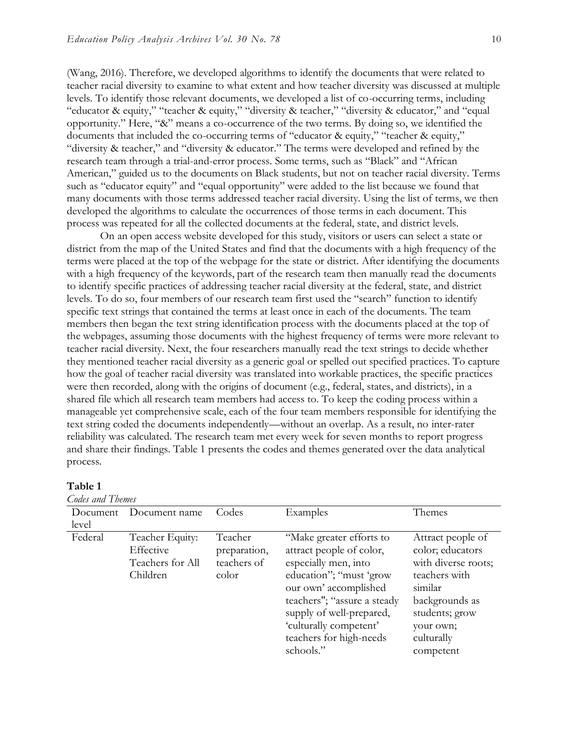(Wang, 2016). Therefore, we developed algorithms to identify the documents that were related to teacher racial diversity to examine to what extent and how teacher diversity was discussed at multiple levels. To identify those relevant documents, we developed a list of co-occurring terms, including "educator & equity," "teacher & equity," "diversity & teacher," "diversity & educator," and "equal opportunity." Here, "&" means a co-occurrence of the two terms. By doing so, we identified the documents that included the co-occurring terms of "educator & equity," "teacher & equity," "diversity & teacher," and "diversity & educator." The terms were developed and refined by the research team through a trial-and-error process. Some terms, such as "Black" and "African American," guided us to the documents on Black students, but not on teacher racial diversity. Terms such as "educator equity" and "equal opportunity" were added to the list because we found that many documents with those terms addressed teacher racial diversity. Using the list of terms, we then developed the algorithms to calculate the occurrences of those terms in each document. This process was repeated for all the collected documents at the federal, state, and district levels.

On an open access website developed for this study, visitors or users can select a state or district from the map of the United States and find that the documents with a high frequency of the terms were placed at the top of the webpage for the state or district. After identifying the documents with a high frequency of the keywords, part of the research team then manually read the documents to identify specific practices of addressing teacher racial diversity at the federal, state, and district levels. To do so, four members of our research team first used the "search" function to identify specific text strings that contained the terms at least once in each of the documents. The team members then began the text string identification process with the documents placed at the top of the webpages, assuming those documents with the highest frequency of terms were more relevant to teacher racial diversity. Next, the four researchers manually read the text strings to decide whether they mentioned teacher racial diversity as a generic goal or spelled out specified practices. To capture how the goal of teacher racial diversity was translated into workable practices, the specific practices were then recorded, along with the origins of document (e.g., federal, states, and districts), in a shared file which all research team members had access to. To keep the coding process within a manageable yet comprehensive scale, each of the four team members responsible for identifying the text string coded the documents independently—without an overlap. As a result, no inter-rater reliability was calculated. The research team met every week for seven months to report progress and share their findings. Table 1 presents the codes and themes generated over the data analytical process.

**Table 1**

*Codes and Themes*

| Document level | Document name | Codes | Examples | Themes |
|---|---|---|---|---|
| Federal | Teacher Equity: Effective Teachers for All Children | Teacher preparation, teachers of color | "Make greater efforts to attract people of color, especially men, into education"; "must 'grow our own' accomplished teachers"; "assure a steady supply of well-prepared, 'culturally competent' teachers for high-needs schools." | Attract people of color; educators with diverse roots; teachers with similar backgrounds as students; grow your own; culturally competent |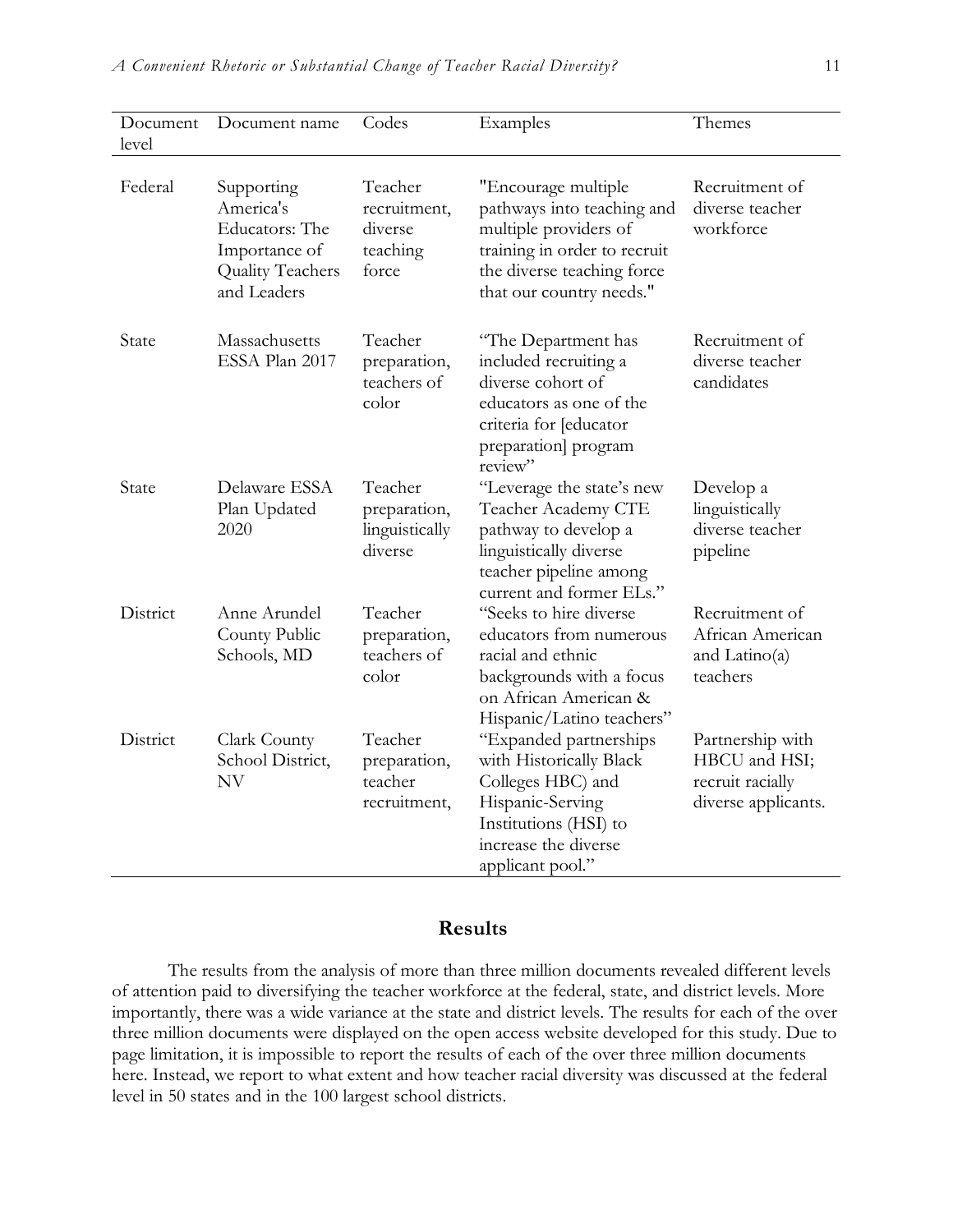| Document level | Document name | Codes | Examples | Themes |
|---|---|---|---|---|
| Federal | Supporting America's Educators: The Importance of Quality Teachers and Leaders | Teacher recruitment, diverse teaching force | "Encourage multiple pathways into teaching and multiple providers of training in order to recruit the diverse teaching force that our country needs." | Recruitment of diverse teacher workforce |
| State | Massachusetts ESSA Plan 2017 | Teacher preparation, teachers of color | "The Department has included recruiting a diverse cohort of educators as one of the criteria for [educator preparation] program review" | Recruitment of diverse teacher candidates |
| State | Delaware ESSA Plan Updated 2020 | Teacher preparation, linguistically diverse | "Leverage the state's new Teacher Academy CTE pathway to develop a linguistically diverse teacher pipeline among current and former ELs." | Develop a linguistically diverse teacher pipeline |
| District | Anne Arundel County Public Schools, MD | Teacher preparation, teachers of color | "Seeks to hire diverse educators from numerous racial and ethnic backgrounds with a focus on African American & Hispanic/Latino teachers" | Recruitment of African American and Latino(a) teachers |
| District | Clark County School District, NV | Teacher preparation, teacher recruitment, | "Expanded partnerships with Historically Black Colleges HBC) and Hispanic-Serving Institutions (HSI) to increase the diverse applicant pool." | Partnership with HBCU and HSI; recruit racially diverse applicants. |

## Results

The results from the analysis of more than three million documents revealed different levels of attention paid to diversifying the teacher workforce at the federal, state, and district levels. More importantly, there was a wide variance at the state and district levels. The results for each of the over three million documents were displayed on the open access website developed for this study. Due to page limitation, it is impossible to report the results of each of the over three million documents here. Instead, we report to what extent and how teacher racial diversity was discussed at the federal level in 50 states and in the 100 largest school districts.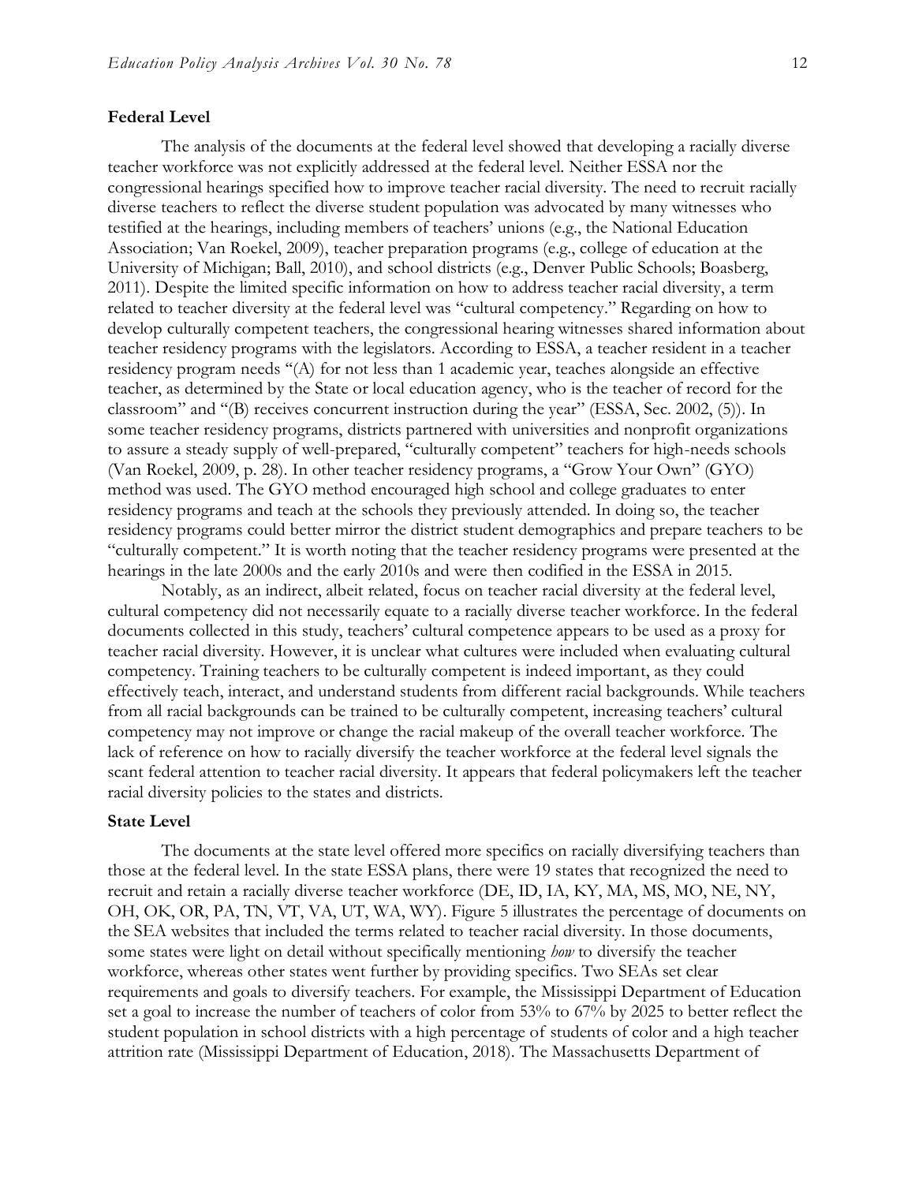### Federal Level

The analysis of the documents at the federal level showed that developing a racially diverse teacher workforce was not explicitly addressed at the federal level. Neither ESSA nor the congressional hearings specified how to improve teacher racial diversity. The need to recruit racially diverse teachers to reflect the diverse student population was advocated by many witnesses who testified at the hearings, including members of teachers' unions (e.g., the National Education Association; Van Roekel, 2009), teacher preparation programs (e.g., college of education at the University of Michigan; Ball, 2010), and school districts (e.g., Denver Public Schools; Boasberg, 2011). Despite the limited specific information on how to address teacher racial diversity, a term related to teacher diversity at the federal level was "cultural competency." Regarding on how to develop culturally competent teachers, the congressional hearing witnesses shared information about teacher residency programs with the legislators. According to ESSA, a teacher resident in a teacher residency program needs "(A) for not less than 1 academic year, teaches alongside an effective teacher, as determined by the State or local education agency, who is the teacher of record for the classroom" and "(B) receives concurrent instruction during the year" (ESSA, Sec. 2002, (5)). In some teacher residency programs, districts partnered with universities and nonprofit organizations to assure a steady supply of well-prepared, "culturally competent" teachers for high-needs schools (Van Roekel, 2009, p. 28). In other teacher residency programs, a "Grow Your Own" (GYO) method was used. The GYO method encouraged high school and college graduates to enter residency programs and teach at the schools they previously attended. In doing so, the teacher residency programs could better mirror the district student demographics and prepare teachers to be "culturally competent." It is worth noting that the teacher residency programs were presented at the hearings in the late 2000s and the early 2010s and were then codified in the ESSA in 2015.

Notably, as an indirect, albeit related, focus on teacher racial diversity at the federal level, cultural competency did not necessarily equate to a racially diverse teacher workforce. In the federal documents collected in this study, teachers' cultural competence appears to be used as a proxy for teacher racial diversity. However, it is unclear what cultures were included when evaluating cultural competency. Training teachers to be culturally competent is indeed important, as they could effectively teach, interact, and understand students from different racial backgrounds. While teachers from all racial backgrounds can be trained to be culturally competent, increasing teachers' cultural competency may not improve or change the racial makeup of the overall teacher workforce. The lack of reference on how to racially diversify the teacher workforce at the federal level signals the scant federal attention to teacher racial diversity. It appears that federal policymakers left the teacher racial diversity policies to the states and districts.

### State Level

The documents at the state level offered more specifics on racially diversifying teachers than those at the federal level. In the state ESSA plans, there were 19 states that recognized the need to recruit and retain a racially diverse teacher workforce (DE, ID, IA, KY, MA, MS, MO, NE, NY, OH, OK, OR, PA, TN, VT, VA, UT, WA, WY). Figure 5 illustrates the percentage of documents on the SEA websites that included the terms related to teacher racial diversity. In those documents, some states were light on detail without specifically mentioning *how* to diversify the teacher workforce, whereas other states went further by providing specifics. Two SEAs set clear requirements and goals to diversify teachers. For example, the Mississippi Department of Education set a goal to increase the number of teachers of color from 53% to 67% by 2025 to better reflect the student population in school districts with a high percentage of students of color and a high teacher attrition rate (Mississippi Department of Education, 2018). The Massachusetts Department of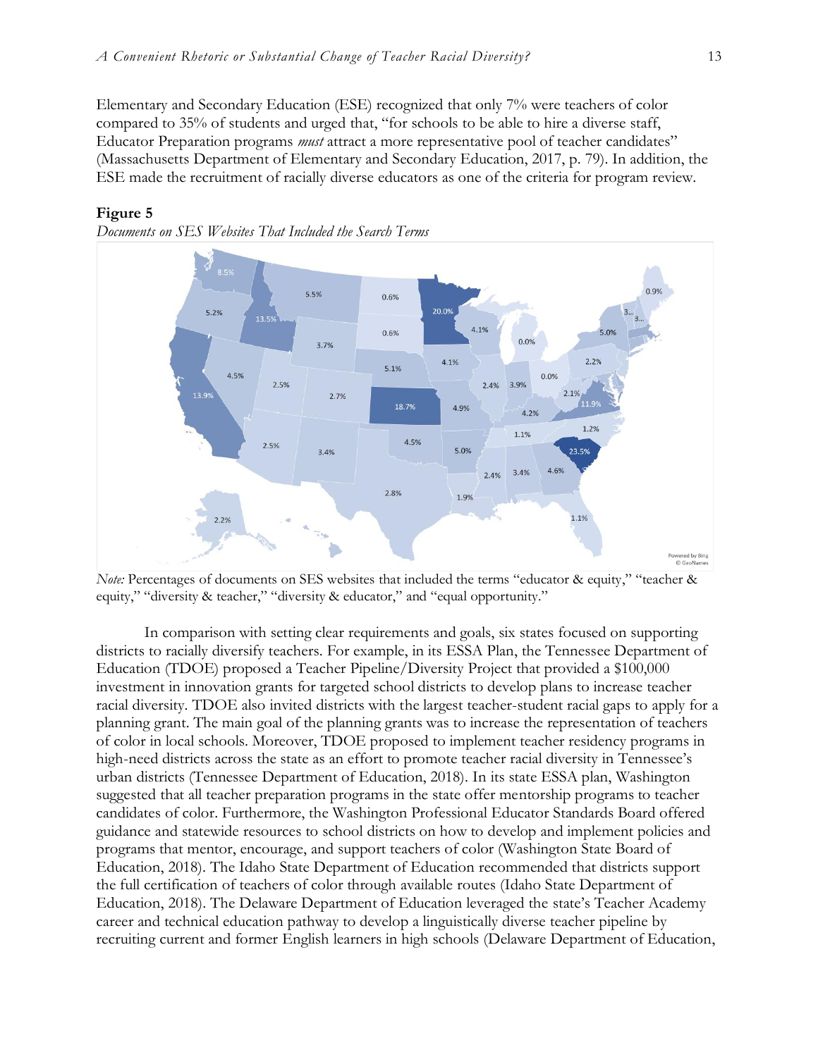Elementary and Secondary Education (ESE) recognized that only 7% were teachers of color compared to 35% of students and urged that, "for schools to be able to hire a diverse staff, Educator Preparation programs *must* attract a more representative pool of teacher candidates" (Massachusetts Department of Elementary and Secondary Education, 2017, p. 79). In addition, the ESE made the recruitment of racially diverse educators as one of the criteria for program review.

**Figure 5**

*Documents on SES Websites That Included the Search Terms*

*Note:* Percentages of documents on SES websites that included the terms "educator & equity," "teacher & equity," "diversity & teacher," "diversity & educator," and "equal opportunity."

In comparison with setting clear requirements and goals, six states focused on supporting districts to racially diversify teachers. For example, in its ESSA Plan, the Tennessee Department of Education (TDOE) proposed a Teacher Pipeline/Diversity Project that provided a $100,000 investment in innovation grants for targeted school districts to develop plans to increase teacher racial diversity. TDOE also invited districts with the largest teacher-student racial gaps to apply for a planning grant. The main goal of the planning grants was to increase the representation of teachers of color in local schools. Moreover, TDOE proposed to implement teacher residency programs in high-need districts across the state as an effort to promote teacher racial diversity in Tennessee's urban districts (Tennessee Department of Education, 2018). In its state ESSA plan, Washington suggested that all teacher preparation programs in the state offer mentorship programs to teacher candidates of color. Furthermore, the Washington Professional Educator Standards Board offered guidance and statewide resources to school districts on how to develop and implement policies and programs that mentor, encourage, and support teachers of color (Washington State Board of Education, 2018). The Idaho State Department of Education recommended that districts support the full certification of teachers of color through available routes (Idaho State Department of Education, 2018). The Delaware Department of Education leveraged the state's Teacher Academy career and technical education pathway to develop a linguistically diverse teacher pipeline by recruiting current and former English learners in high schools (Delaware Department of Education,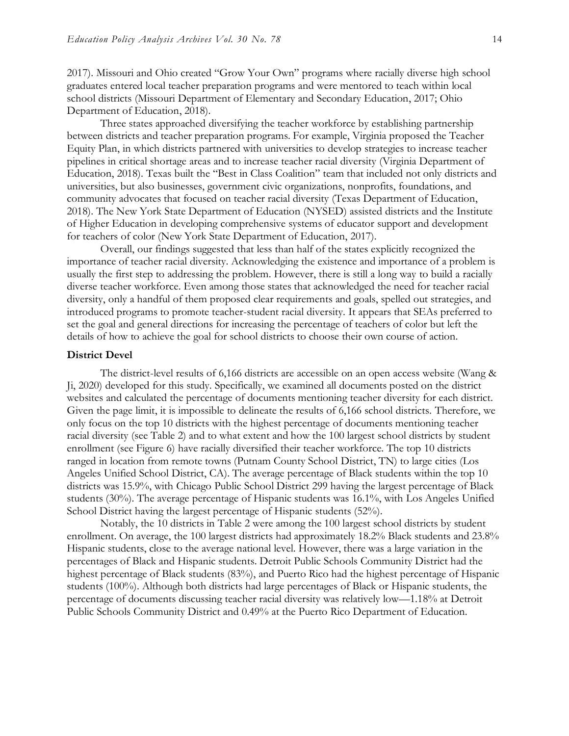2017). Missouri and Ohio created "Grow Your Own" programs where racially diverse high school graduates entered local teacher preparation programs and were mentored to teach within local school districts (Missouri Department of Elementary and Secondary Education, 2017; Ohio Department of Education, 2018).

Three states approached diversifying the teacher workforce by establishing partnership between districts and teacher preparation programs. For example, Virginia proposed the Teacher Equity Plan, in which districts partnered with universities to develop strategies to increase teacher pipelines in critical shortage areas and to increase teacher racial diversity (Virginia Department of Education, 2018). Texas built the "Best in Class Coalition" team that included not only districts and universities, but also businesses, government civic organizations, nonprofits, foundations, and community advocates that focused on teacher racial diversity (Texas Department of Education, 2018). The New York State Department of Education (NYSED) assisted districts and the Institute of Higher Education in developing comprehensive systems of educator support and development for teachers of color (New York State Department of Education, 2017).

Overall, our findings suggested that less than half of the states explicitly recognized the importance of teacher racial diversity. Acknowledging the existence and importance of a problem is usually the first step to addressing the problem. However, there is still a long way to build a racially diverse teacher workforce. Even among those states that acknowledged the need for teacher racial diversity, only a handful of them proposed clear requirements and goals, spelled out strategies, and introduced programs to promote teacher-student racial diversity. It appears that SEAs preferred to set the goal and general directions for increasing the percentage of teachers of color but left the details of how to achieve the goal for school districts to choose their own course of action.

**District Devel**

The district-level results of 6,166 districts are accessible on an open access website (Wang & Ji, 2020) developed for this study. Specifically, we examined all documents posted on the district websites and calculated the percentage of documents mentioning teacher diversity for each district. Given the page limit, it is impossible to delineate the results of 6,166 school districts. Therefore, we only focus on the top 10 districts with the highest percentage of documents mentioning teacher racial diversity (see Table 2) and to what extent and how the 100 largest school districts by student enrollment (see Figure 6) have racially diversified their teacher workforce. The top 10 districts ranged in location from remote towns (Putnam County School District, TN) to large cities (Los Angeles Unified School District, CA). The average percentage of Black students within the top 10 districts was 15.9%, with Chicago Public School District 299 having the largest percentage of Black students (30%). The average percentage of Hispanic students was 16.1%, with Los Angeles Unified School District having the largest percentage of Hispanic students (52%).

Notably, the 10 districts in Table 2 were among the 100 largest school districts by student enrollment. On average, the 100 largest districts had approximately 18.2% Black students and 23.8% Hispanic students, close to the average national level. However, there was a large variation in the percentages of Black and Hispanic students. Detroit Public Schools Community District had the highest percentage of Black students (83%), and Puerto Rico had the highest percentage of Hispanic students (100%). Although both districts had large percentages of Black or Hispanic students, the percentage of documents discussing teacher racial diversity was relatively low—1.18% at Detroit Public Schools Community District and 0.49% at the Puerto Rico Department of Education.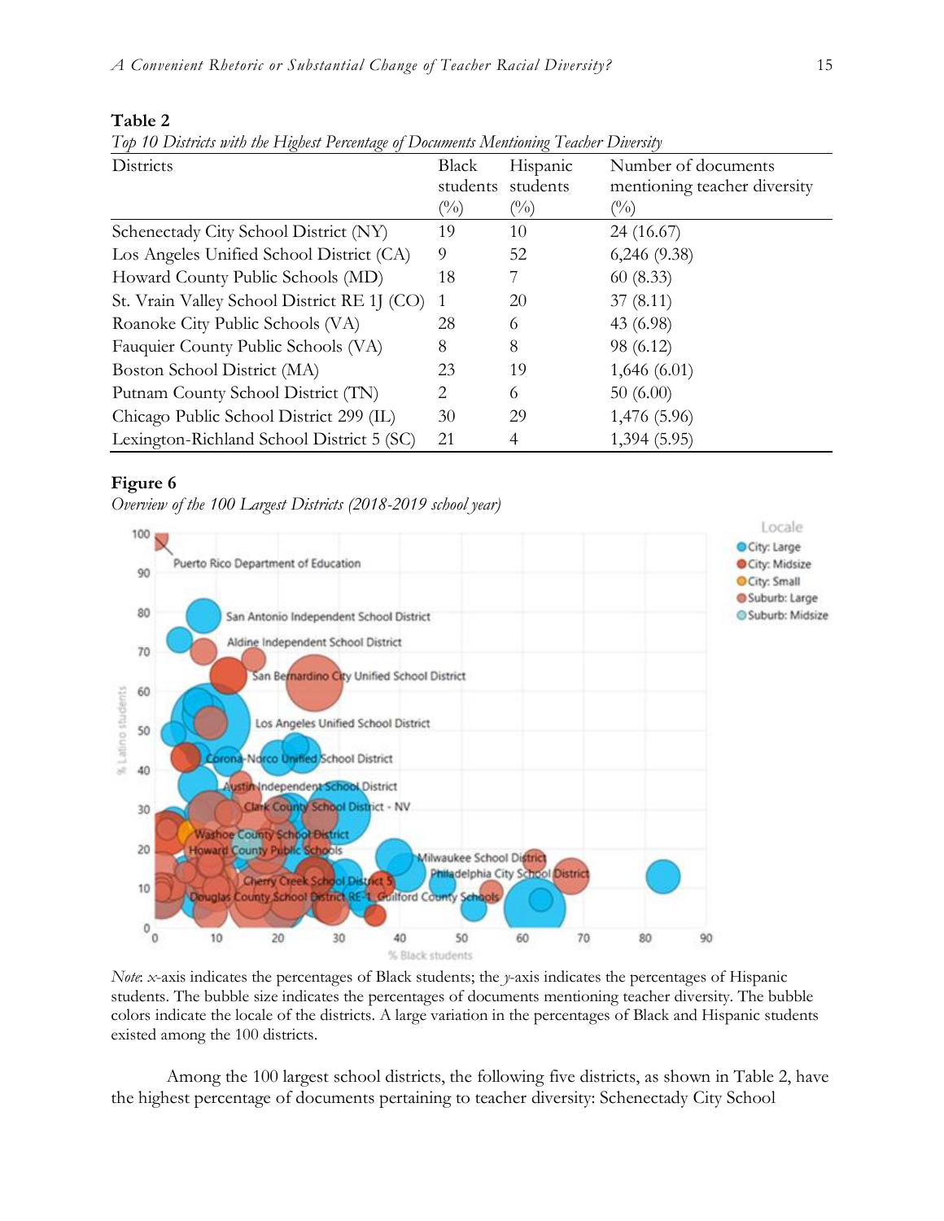**Table 2**

*Top 10 Districts with the Highest Percentage of Documents Mentioning Teacher Diversity*

| Districts | Black students (%) | Hispanic students (%) | Number of documents mentioning teacher diversity (%) |
|---|---|---|---|
| Schenectady City School District (NY) | 19 | 10 | 24 (16.67) |
| Los Angeles Unified School District (CA) | 9 | 52 | 6,246 (9.38) |
| Howard County Public Schools (MD) | 18 | 7 | 60 (8.33) |
| St. Vrain Valley School District RE 1J (CO) | 1 | 20 | 37 (8.11) |
| Roanoke City Public Schools (VA) | 28 | 6 | 43 (6.98) |
| Fauquier County Public Schools (VA) | 8 | 8 | 98 (6.12) |
| Boston School District (MA) | 23 | 19 | 1,646 (6.01) |
| Putnam County School District (TN) | 2 | 6 | 50 (6.00) |
| Chicago Public School District 299 (IL) | 30 | 29 | 1,476 (5.96) |
| Lexington-Richland School District 5 (SC) | 21 | 4 | 1,394 (5.95) |

**Figure 6**

*Overview of the 100 Largest Districts (2018-2019 school year)*

*Note*: *x*-axis indicates the percentages of Black students; the *y*-axis indicates the percentages of Hispanic students. The bubble size indicates the percentages of documents mentioning teacher diversity. The bubble colors indicate the locale of the districts. A large variation in the percentages of Black and Hispanic students existed among the 100 districts.

Among the 100 largest school districts, the following five districts, as shown in Table 2, have the highest percentage of documents pertaining to teacher diversity: Schenectady City School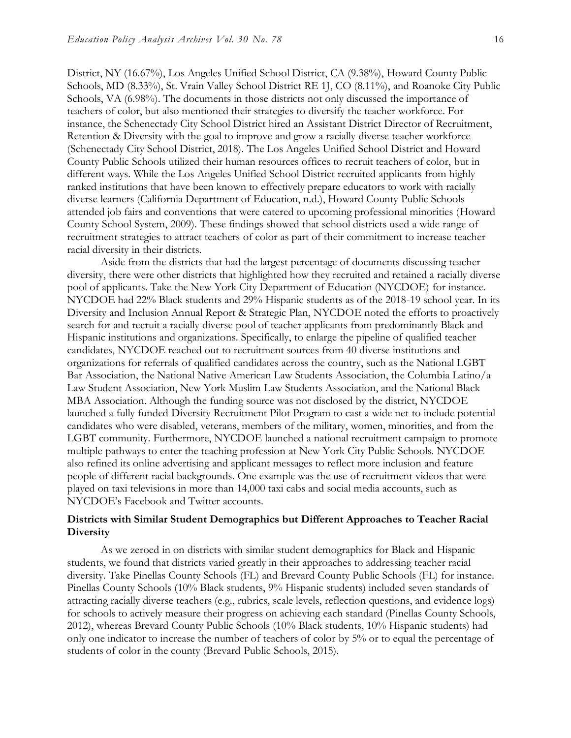District, NY (16.67%), Los Angeles Unified School District, CA (9.38%), Howard County Public Schools, MD (8.33%), St. Vrain Valley School District RE 1J, CO (8.11%), and Roanoke City Public Schools, VA (6.98%). The documents in those districts not only discussed the importance of teachers of color, but also mentioned their strategies to diversify the teacher workforce. For instance, the Schenectady City School District hired an Assistant District Director of Recruitment, Retention & Diversity with the goal to improve and grow a racially diverse teacher workforce (Schenectady City School District, 2018). The Los Angeles Unified School District and Howard County Public Schools utilized their human resources offices to recruit teachers of color, but in different ways. While the Los Angeles Unified School District recruited applicants from highly ranked institutions that have been known to effectively prepare educators to work with racially diverse learners (California Department of Education, n.d.), Howard County Public Schools attended job fairs and conventions that were catered to upcoming professional minorities (Howard County School System, 2009). These findings showed that school districts used a wide range of recruitment strategies to attract teachers of color as part of their commitment to increase teacher racial diversity in their districts.

Aside from the districts that had the largest percentage of documents discussing teacher diversity, there were other districts that highlighted how they recruited and retained a racially diverse pool of applicants. Take the New York City Department of Education (NYCDOE) for instance. NYCDOE had 22% Black students and 29% Hispanic students as of the 2018-19 school year. In its Diversity and Inclusion Annual Report & Strategic Plan, NYCDOE noted the efforts to proactively search for and recruit a racially diverse pool of teacher applicants from predominantly Black and Hispanic institutions and organizations. Specifically, to enlarge the pipeline of qualified teacher candidates, NYCDOE reached out to recruitment sources from 40 diverse institutions and organizations for referrals of qualified candidates across the country, such as the National LGBT Bar Association, the National Native American Law Students Association, the Columbia Latino/a Law Student Association, New York Muslim Law Students Association, and the National Black MBA Association. Although the funding source was not disclosed by the district, NYCDOE launched a fully funded Diversity Recruitment Pilot Program to cast a wide net to include potential candidates who were disabled, veterans, members of the military, women, minorities, and from the LGBT community. Furthermore, NYCDOE launched a national recruitment campaign to promote multiple pathways to enter the teaching profession at New York City Public Schools. NYCDOE also refined its online advertising and applicant messages to reflect more inclusion and feature people of different racial backgrounds. One example was the use of recruitment videos that were played on taxi televisions in more than 14,000 taxi cabs and social media accounts, such as NYCDOE's Facebook and Twitter accounts.

### Districts with Similar Student Demographics but Different Approaches to Teacher Racial Diversity

As we zeroed in on districts with similar student demographics for Black and Hispanic students, we found that districts varied greatly in their approaches to addressing teacher racial diversity. Take Pinellas County Schools (FL) and Brevard County Public Schools (FL) for instance. Pinellas County Schools (10% Black students, 9% Hispanic students) included seven standards of attracting racially diverse teachers (e.g., rubrics, scale levels, reflection questions, and evidence logs) for schools to actively measure their progress on achieving each standard (Pinellas County Schools, 2012), whereas Brevard County Public Schools (10% Black students, 10% Hispanic students) had only one indicator to increase the number of teachers of color by 5% or to equal the percentage of students of color in the county (Brevard Public Schools, 2015).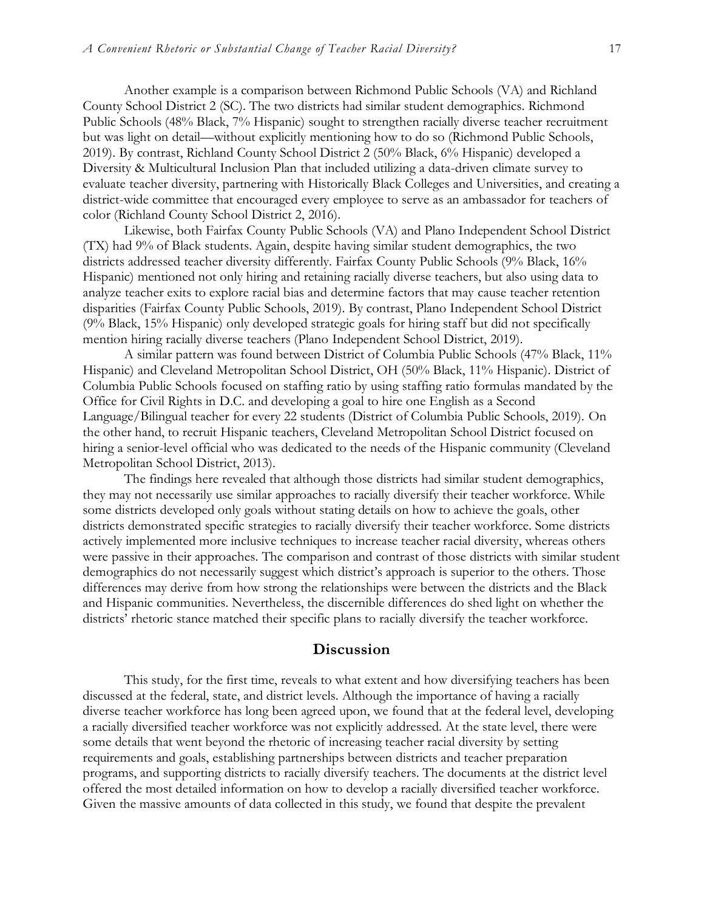Another example is a comparison between Richmond Public Schools (VA) and Richland County School District 2 (SC). The two districts had similar student demographics. Richmond Public Schools (48% Black, 7% Hispanic) sought to strengthen racially diverse teacher recruitment but was light on detail—without explicitly mentioning how to do so (Richmond Public Schools, 2019). By contrast, Richland County School District 2 (50% Black, 6% Hispanic) developed a Diversity & Multicultural Inclusion Plan that included utilizing a data-driven climate survey to evaluate teacher diversity, partnering with Historically Black Colleges and Universities, and creating a district-wide committee that encouraged every employee to serve as an ambassador for teachers of color (Richland County School District 2, 2016).

Likewise, both Fairfax County Public Schools (VA) and Plano Independent School District (TX) had 9% of Black students. Again, despite having similar student demographics, the two districts addressed teacher diversity differently. Fairfax County Public Schools (9% Black, 16% Hispanic) mentioned not only hiring and retaining racially diverse teachers, but also using data to analyze teacher exits to explore racial bias and determine factors that may cause teacher retention disparities (Fairfax County Public Schools, 2019). By contrast, Plano Independent School District (9% Black, 15% Hispanic) only developed strategic goals for hiring staff but did not specifically mention hiring racially diverse teachers (Plano Independent School District, 2019).

A similar pattern was found between District of Columbia Public Schools (47% Black, 11% Hispanic) and Cleveland Metropolitan School District, OH (50% Black, 11% Hispanic). District of Columbia Public Schools focused on staffing ratio by using staffing ratio formulas mandated by the Office for Civil Rights in D.C. and developing a goal to hire one English as a Second Language/Bilingual teacher for every 22 students (District of Columbia Public Schools, 2019). On the other hand, to recruit Hispanic teachers, Cleveland Metropolitan School District focused on hiring a senior-level official who was dedicated to the needs of the Hispanic community (Cleveland Metropolitan School District, 2013).

The findings here revealed that although those districts had similar student demographics, they may not necessarily use similar approaches to racially diversify their teacher workforce. While some districts developed only goals without stating details on how to achieve the goals, other districts demonstrated specific strategies to racially diversify their teacher workforce. Some districts actively implemented more inclusive techniques to increase teacher racial diversity, whereas others were passive in their approaches. The comparison and contrast of those districts with similar student demographics do not necessarily suggest which district's approach is superior to the others. Those differences may derive from how strong the relationships were between the districts and the Black and Hispanic communities. Nevertheless, the discernible differences do shed light on whether the districts' rhetoric stance matched their specific plans to racially diversify the teacher workforce.

## Discussion

This study, for the first time, reveals to what extent and how diversifying teachers has been discussed at the federal, state, and district levels. Although the importance of having a racially diverse teacher workforce has long been agreed upon, we found that at the federal level, developing a racially diversified teacher workforce was not explicitly addressed. At the state level, there were some details that went beyond the rhetoric of increasing teacher racial diversity by setting requirements and goals, establishing partnerships between districts and teacher preparation programs, and supporting districts to racially diversify teachers. The documents at the district level offered the most detailed information on how to develop a racially diversified teacher workforce. Given the massive amounts of data collected in this study, we found that despite the prevalent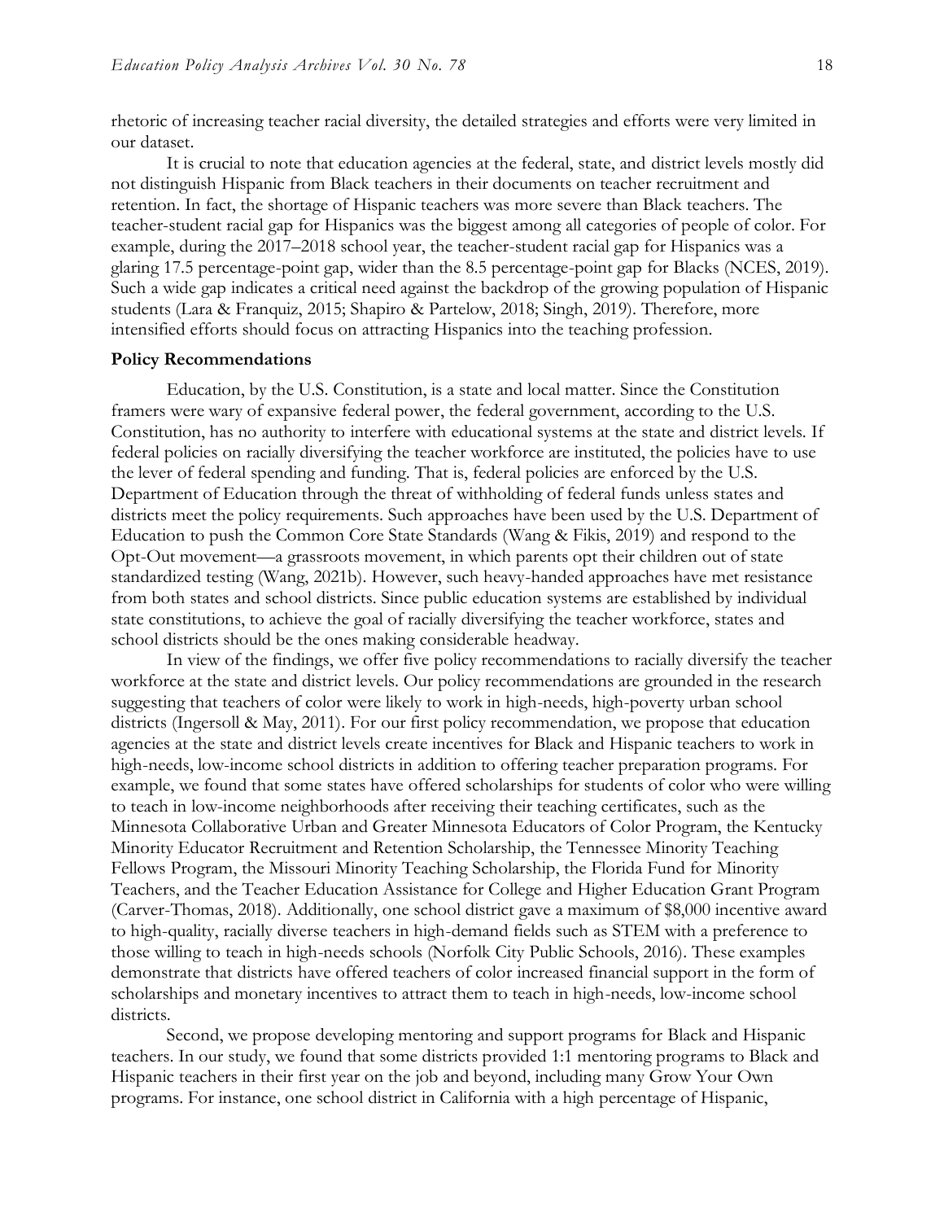rhetoric of increasing teacher racial diversity, the detailed strategies and efforts were very limited in our dataset.

It is crucial to note that education agencies at the federal, state, and district levels mostly did not distinguish Hispanic from Black teachers in their documents on teacher recruitment and retention. In fact, the shortage of Hispanic teachers was more severe than Black teachers. The teacher-student racial gap for Hispanics was the biggest among all categories of people of color. For example, during the 2017–2018 school year, the teacher-student racial gap for Hispanics was a glaring 17.5 percentage-point gap, wider than the 8.5 percentage-point gap for Blacks (NCES, 2019). Such a wide gap indicates a critical need against the backdrop of the growing population of Hispanic students (Lara & Franquiz, 2015; Shapiro & Partelow, 2018; Singh, 2019). Therefore, more intensified efforts should focus on attracting Hispanics into the teaching profession.

**Policy Recommendations**

Education, by the U.S. Constitution, is a state and local matter. Since the Constitution framers were wary of expansive federal power, the federal government, according to the U.S. Constitution, has no authority to interfere with educational systems at the state and district levels. If federal policies on racially diversifying the teacher workforce are instituted, the policies have to use the lever of federal spending and funding. That is, federal policies are enforced by the U.S. Department of Education through the threat of withholding of federal funds unless states and districts meet the policy requirements. Such approaches have been used by the U.S. Department of Education to push the Common Core State Standards (Wang & Fikis, 2019) and respond to the Opt-Out movement—a grassroots movement, in which parents opt their children out of state standardized testing (Wang, 2021b). However, such heavy-handed approaches have met resistance from both states and school districts. Since public education systems are established by individual state constitutions, to achieve the goal of racially diversifying the teacher workforce, states and school districts should be the ones making considerable headway.

In view of the findings, we offer five policy recommendations to racially diversify the teacher workforce at the state and district levels. Our policy recommendations are grounded in the research suggesting that teachers of color were likely to work in high-needs, high-poverty urban school districts (Ingersoll & May, 2011). For our first policy recommendation, we propose that education agencies at the state and district levels create incentives for Black and Hispanic teachers to work in high-needs, low-income school districts in addition to offering teacher preparation programs. For example, we found that some states have offered scholarships for students of color who were willing to teach in low-income neighborhoods after receiving their teaching certificates, such as the Minnesota Collaborative Urban and Greater Minnesota Educators of Color Program, the Kentucky Minority Educator Recruitment and Retention Scholarship, the Tennessee Minority Teaching Fellows Program, the Missouri Minority Teaching Scholarship, the Florida Fund for Minority Teachers, and the Teacher Education Assistance for College and Higher Education Grant Program (Carver-Thomas, 2018). Additionally, one school district gave a maximum of $8,000 incentive award to high-quality, racially diverse teachers in high-demand fields such as STEM with a preference to those willing to teach in high-needs schools (Norfolk City Public Schools, 2016). These examples demonstrate that districts have offered teachers of color increased financial support in the form of scholarships and monetary incentives to attract them to teach in high-needs, low-income school districts.

Second, we propose developing mentoring and support programs for Black and Hispanic teachers. In our study, we found that some districts provided 1:1 mentoring programs to Black and Hispanic teachers in their first year on the job and beyond, including many Grow Your Own programs. For instance, one school district in California with a high percentage of Hispanic,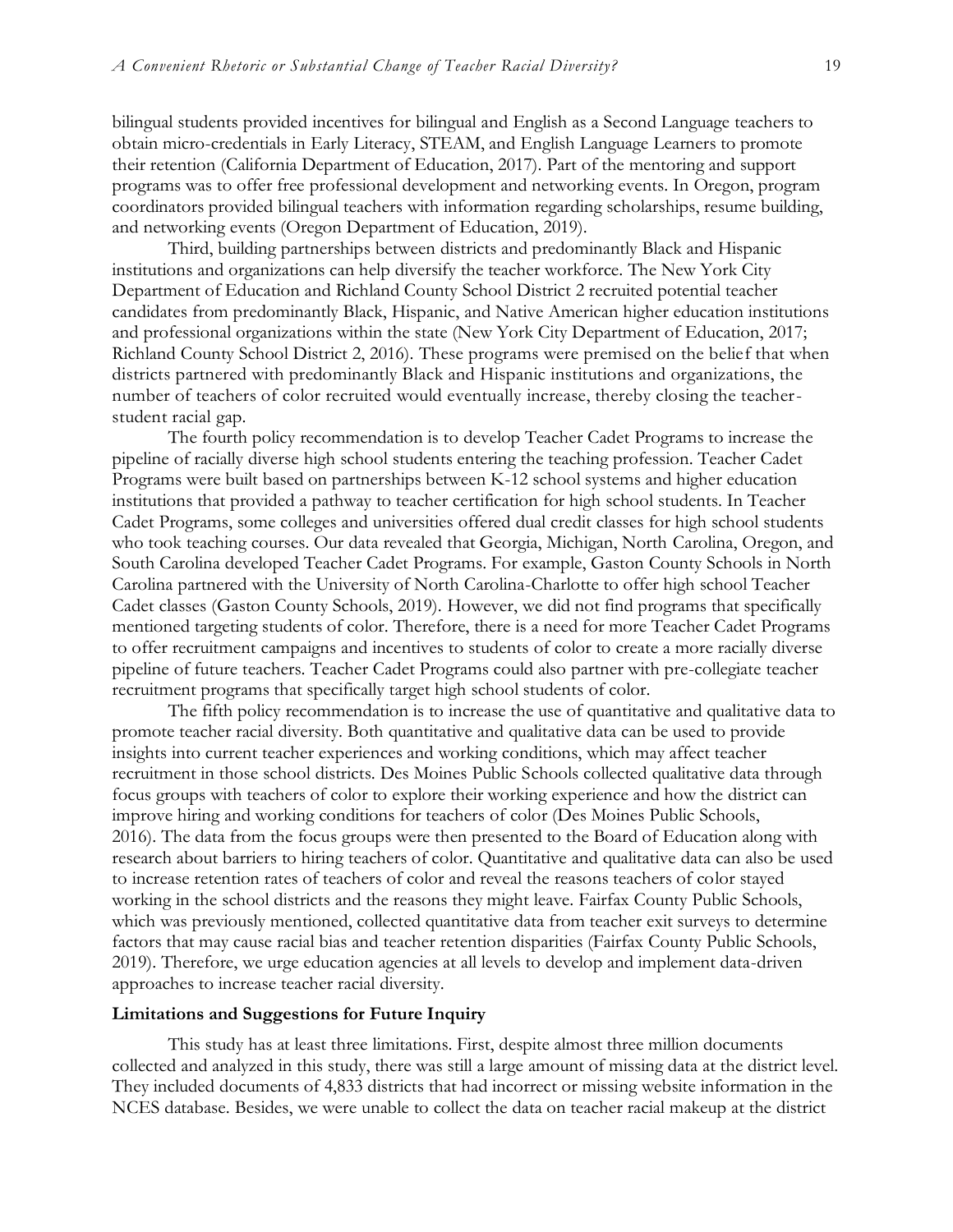bilingual students provided incentives for bilingual and English as a Second Language teachers to obtain micro-credentials in Early Literacy, STEAM, and English Language Learners to promote their retention (California Department of Education, 2017). Part of the mentoring and support programs was to offer free professional development and networking events. In Oregon, program coordinators provided bilingual teachers with information regarding scholarships, resume building, and networking events (Oregon Department of Education, 2019).

Third, building partnerships between districts and predominantly Black and Hispanic institutions and organizations can help diversify the teacher workforce. The New York City Department of Education and Richland County School District 2 recruited potential teacher candidates from predominantly Black, Hispanic, and Native American higher education institutions and professional organizations within the state (New York City Department of Education, 2017; Richland County School District 2, 2016). These programs were premised on the belief that when districts partnered with predominantly Black and Hispanic institutions and organizations, the number of teachers of color recruited would eventually increase, thereby closing the teacher-student racial gap.

The fourth policy recommendation is to develop Teacher Cadet Programs to increase the pipeline of racially diverse high school students entering the teaching profession. Teacher Cadet Programs were built based on partnerships between K-12 school systems and higher education institutions that provided a pathway to teacher certification for high school students. In Teacher Cadet Programs, some colleges and universities offered dual credit classes for high school students who took teaching courses. Our data revealed that Georgia, Michigan, North Carolina, Oregon, and South Carolina developed Teacher Cadet Programs. For example, Gaston County Schools in North Carolina partnered with the University of North Carolina-Charlotte to offer high school Teacher Cadet classes (Gaston County Schools, 2019). However, we did not find programs that specifically mentioned targeting students of color. Therefore, there is a need for more Teacher Cadet Programs to offer recruitment campaigns and incentives to students of color to create a more racially diverse pipeline of future teachers. Teacher Cadet Programs could also partner with pre-collegiate teacher recruitment programs that specifically target high school students of color.

The fifth policy recommendation is to increase the use of quantitative and qualitative data to promote teacher racial diversity. Both quantitative and qualitative data can be used to provide insights into current teacher experiences and working conditions, which may affect teacher recruitment in those school districts. Des Moines Public Schools collected qualitative data through focus groups with teachers of color to explore their working experience and how the district can improve hiring and working conditions for teachers of color (Des Moines Public Schools, 2016). The data from the focus groups were then presented to the Board of Education along with research about barriers to hiring teachers of color. Quantitative and qualitative data can also be used to increase retention rates of teachers of color and reveal the reasons teachers of color stayed working in the school districts and the reasons they might leave. Fairfax County Public Schools, which was previously mentioned, collected quantitative data from teacher exit surveys to determine factors that may cause racial bias and teacher retention disparities (Fairfax County Public Schools, 2019). Therefore, we urge education agencies at all levels to develop and implement data-driven approaches to increase teacher racial diversity.

**Limitations and Suggestions for Future Inquiry**

This study has at least three limitations. First, despite almost three million documents collected and analyzed in this study, there was still a large amount of missing data at the district level. They included documents of 4,833 districts that had incorrect or missing website information in the NCES database. Besides, we were unable to collect the data on teacher racial makeup at the district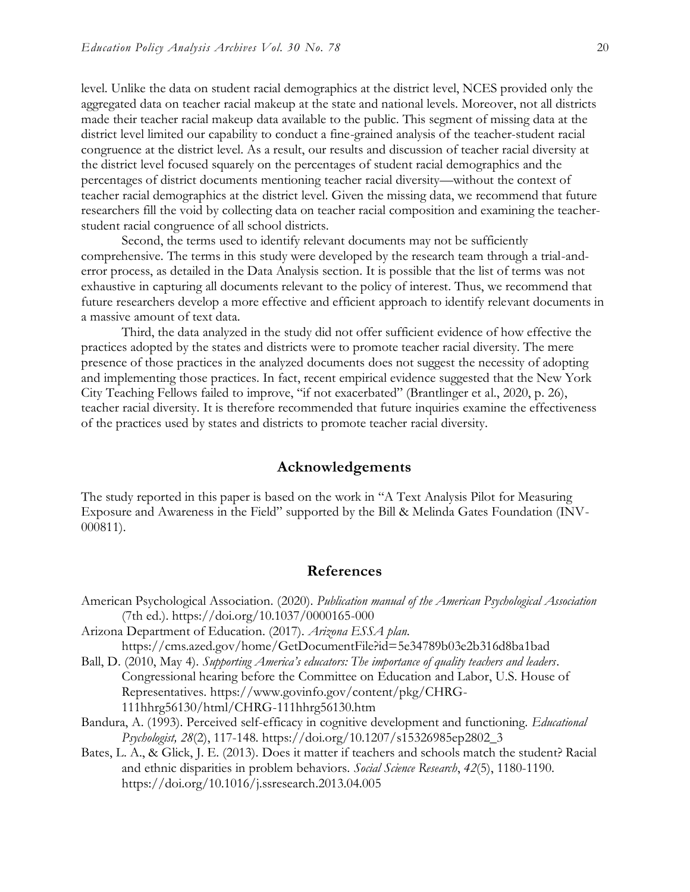level. Unlike the data on student racial demographics at the district level, NCES provided only the aggregated data on teacher racial makeup at the state and national levels. Moreover, not all districts made their teacher racial makeup data available to the public. This segment of missing data at the district level limited our capability to conduct a fine-grained analysis of the teacher-student racial congruence at the district level. As a result, our results and discussion of teacher racial diversity at the district level focused squarely on the percentages of student racial demographics and the percentages of district documents mentioning teacher racial diversity—without the context of teacher racial demographics at the district level. Given the missing data, we recommend that future researchers fill the void by collecting data on teacher racial composition and examining the teacher-student racial congruence of all school districts.

Second, the terms used to identify relevant documents may not be sufficiently comprehensive. The terms in this study were developed by the research team through a trial-and-error process, as detailed in the Data Analysis section. It is possible that the list of terms was not exhaustive in capturing all documents relevant to the policy of interest. Thus, we recommend that future researchers develop a more effective and efficient approach to identify relevant documents in a massive amount of text data.

Third, the data analyzed in the study did not offer sufficient evidence of how effective the practices adopted by the states and districts were to promote teacher racial diversity. The mere presence of those practices in the analyzed documents does not suggest the necessity of adopting and implementing those practices. In fact, recent empirical evidence suggested that the New York City Teaching Fellows failed to improve, "if not exacerbated" (Brantlinger et al., 2020, p. 26), teacher racial diversity. It is therefore recommended that future inquiries examine the effectiveness of the practices used by states and districts to promote teacher racial diversity.

## Acknowledgements

The study reported in this paper is based on the work in "A Text Analysis Pilot for Measuring Exposure and Awareness in the Field" supported by the Bill & Melinda Gates Foundation (INV-000811).

## References

American Psychological Association. (2020). *Publication manual of the American Psychological Association* (7th ed.). https://doi.org/10.1037/0000165-000

Arizona Department of Education. (2017). *Arizona ESSA plan*. https://cms.azed.gov/home/GetDocumentFile?id=5e34789b03e2b316d8ba1bad

Ball, D. (2010, May 4). *Supporting America's educators: The importance of quality teachers and leaders*. Congressional hearing before the Committee on Education and Labor, U.S. House of Representatives. https://www.govinfo.gov/content/pkg/CHRG-111hhrg56130/html/CHRG-111hhrg56130.htm

Bandura, A. (1993). Perceived self-efficacy in cognitive development and functioning. *Educational Psychologist, 28*(2), 117-148. https://doi.org/10.1207/s15326985ep2802_3

Bates, L. A., & Glick, J. E. (2013). Does it matter if teachers and schools match the student? Racial and ethnic disparities in problem behaviors. *Social Science Research*, *42*(5), 1180-1190. https://doi.org/10.1016/j.ssresearch.2013.04.005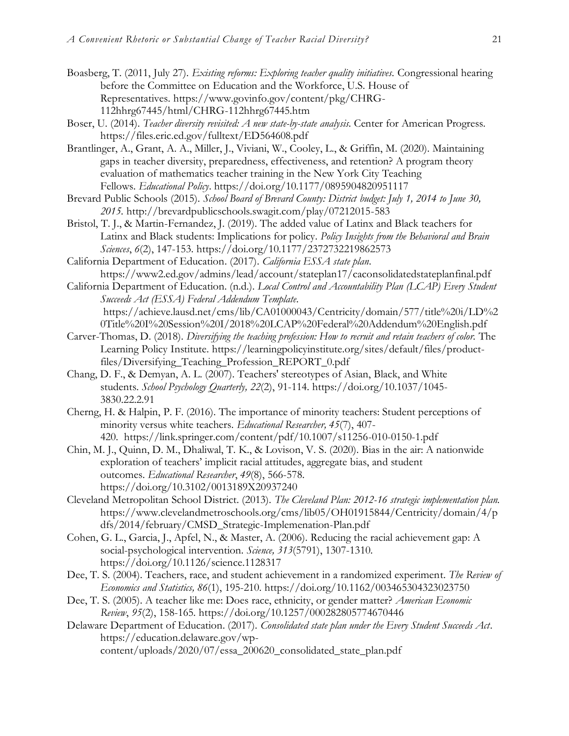Boasberg, T. (2011, July 27). *Existing reforms: Exploring teacher quality initiatives.* Congressional hearing before the Committee on Education and the Workforce, U.S. House of Representatives. https://www.govinfo.gov/content/pkg/CHRG-112hhrg67445/html/CHRG-112hhrg67445.htm

Boser, U. (2014). *Teacher diversity revisited: A new state-by-state analysis.* Center for American Progress. https://files.eric.ed.gov/fulltext/ED564608.pdf

Brantlinger, A., Grant, A. A., Miller, J., Viviani, W., Cooley, L., & Griffin, M. (2020). Maintaining gaps in teacher diversity, preparedness, effectiveness, and retention? A program theory evaluation of mathematics teacher training in the New York City Teaching Fellows. *Educational Policy*. https://doi.org/10.1177/0895904820951117

Brevard Public Schools (2015). *School Board of Brevard County: District budget: July 1, 2014 to June 30, 2015.* http://brevardpublicschools.swagit.com/play/07212015-583

Bristol, T. J., & Martin-Fernandez, J. (2019). The added value of Latinx and Black teachers for Latinx and Black students: Implications for policy. *Policy Insights from the Behavioral and Brain Sciences*, *6*(2), 147-153. https://doi.org/10.1177/2372732219862573

California Department of Education. (2017). *California ESSA state plan*. https://www2.ed.gov/admins/lead/account/stateplan17/caconsolidatedstateplanfinal.pdf

California Department of Education. (n.d.). *Local Control and Accountability Plan (LCAP) Every Student Succeeds Act (ESSA) Federal Addendum Template.* https://achieve.lausd.net/cms/lib/CA01000043/Centricity/domain/577/title%20i/LD%20Title%20I%20Session%20I/2018%20LCAP%20Federal%20Addendum%20English.pdf

Carver-Thomas, D. (2018). *Diversifying the teaching profession: How to recruit and retain teachers of color.* The Learning Policy Institute. https://learningpolicyinstitute.org/sites/default/files/product-files/Diversifying_Teaching_Profession_REPORT_0.pdf

Chang, D. F., & Demyan, A. L. (2007). Teachers' stereotypes of Asian, Black, and White students. *School Psychology Quarterly, 22*(2), 91-114. https://doi.org/10.1037/1045-3830.22.2.91

Cherng, H. & Halpin, P. F. (2016). The importance of minority teachers: Student perceptions of minority versus white teachers. *Educational Researcher, 45*(7), 407-420. https://link.springer.com/content/pdf/10.1007/s11256-010-0150-1.pdf

Chin, M. J., Quinn, D. M., Dhaliwal, T. K., & Lovison, V. S. (2020). Bias in the air: A nationwide exploration of teachers' implicit racial attitudes, aggregate bias, and student outcomes. *Educational Researcher*, *49*(8), 566-578. https://doi.org/10.3102/0013189X20937240

Cleveland Metropolitan School District. (2013). *The Cleveland Plan: 2012-16 strategic implementation plan.* https://www.clevelandmetroschools.org/cms/lib05/OH01915844/Centricity/domain/4/pdfs/2014/february/CMSD_Strategic-Implemenation-Plan.pdf

Cohen, G. L., Garcia, J., Apfel, N., & Master, A. (2006). Reducing the racial achievement gap: A social-psychological intervention. *Science, 313*(5791), 1307-1310. https://doi.org/10.1126/science.1128317

Dee, T. S. (2004). Teachers, race, and student achievement in a randomized experiment. *The Review of Economics and Statistics, 86*(1), 195-210. https://doi.org/10.1162/003465304323023750

Dee, T. S. (2005). A teacher like me: Does race, ethnicity, or gender matter? *American Economic Review*, *95*(2), 158-165. https://doi.org/10.1257/000282805774670446

Delaware Department of Education. (2017). *Consolidated state plan under the Every Student Succeeds Act*. https://education.delaware.gov/wp-content/uploads/2020/07/essa_200620_consolidated_state_plan.pdf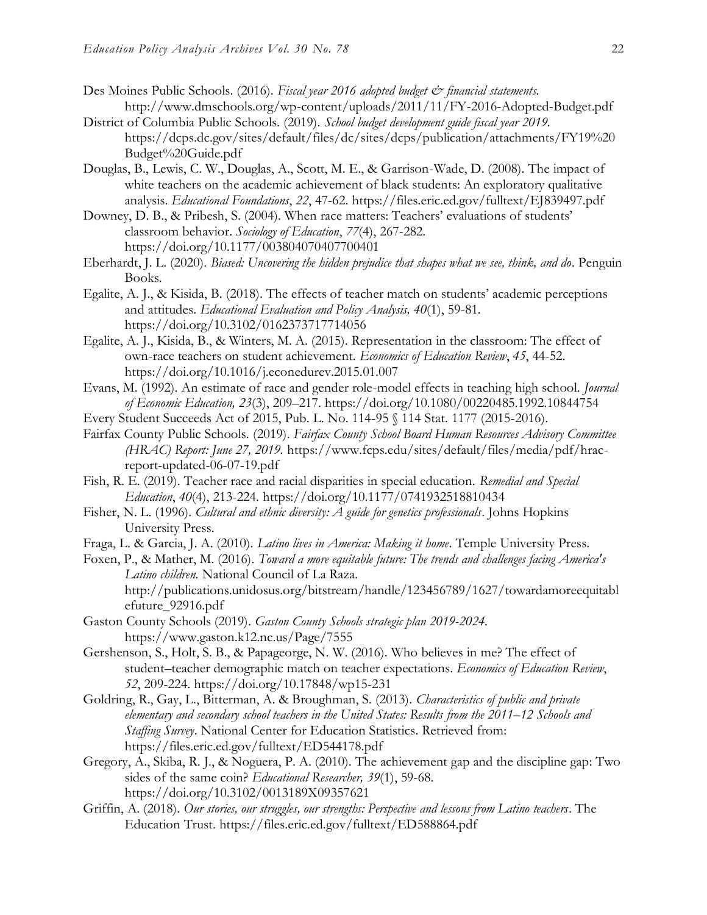Des Moines Public Schools. (2016). *Fiscal year 2016 adopted budget & financial statements.* http://www.dmschools.org/wp-content/uploads/2011/11/FY-2016-Adopted-Budget.pdf

District of Columbia Public Schools. (2019). *School budget development guide fiscal year 2019.* https://dcps.dc.gov/sites/default/files/dc/sites/dcps/publication/attachments/FY19%20Budget%20Guide.pdf

Douglas, B., Lewis, C. W., Douglas, A., Scott, M. E., & Garrison-Wade, D. (2008). The impact of white teachers on the academic achievement of black students: An exploratory qualitative analysis. *Educational Foundations*, *22*, 47-62. https://files.eric.ed.gov/fulltext/EJ839497.pdf

Downey, D. B., & Pribesh, S. (2004). When race matters: Teachers' evaluations of students' classroom behavior. *Sociology of Education*, *77*(4), 267-282. https://doi.org/10.1177/003804070407700401

Eberhardt, J. L. (2020). *Biased: Uncovering the hidden prejudice that shapes what we see, think, and do*. Penguin Books.

Egalite, A. J., & Kisida, B. (2018). The effects of teacher match on students' academic perceptions and attitudes. *Educational Evaluation and Policy Analysis, 40*(1), 59-81. https://doi.org/10.3102/0162373717714056

Egalite, A. J., Kisida, B., & Winters, M. A. (2015). Representation in the classroom: The effect of own-race teachers on student achievement. *Economics of Education Review*, *45*, 44-52. https://doi.org/10.1016/j.econedurev.2015.01.007

Evans, M. (1992). An estimate of race and gender role-model effects in teaching high school. *Journal of Economic Education, 23*(3), 209–217. https://doi.org/10.1080/00220485.1992.10844754

Every Student Succeeds Act of 2015, Pub. L. No. 114-95 § 114 Stat. 1177 (2015-2016).

Fairfax County Public Schools. (2019). *Fairfax County School Board Human Resources Advisory Committee (HRAC) Report: June 27, 2019.* https://www.fcps.edu/sites/default/files/media/pdf/hrac-report-updated-06-07-19.pdf

Fish, R. E. (2019). Teacher race and racial disparities in special education. *Remedial and Special Education*, *40*(4), 213-224. https://doi.org/10.1177/0741932518810434

Fisher, N. L. (1996). *Cultural and ethnic diversity: A guide for genetics professionals*. Johns Hopkins University Press.

Fraga, L. & Garcia, J. A. (2010). *Latino lives in America: Making it home*. Temple University Press.

Foxen, P., & Mather, M. (2016). *Toward a more equitable future: The trends and challenges facing America's Latino children.* National Council of La Raza. http://publications.unidosus.org/bitstream/handle/123456789/1627/towardamoreequitablefuture_92916.pdf

Gaston County Schools (2019). *Gaston County Schools strategic plan 2019-2024.* https://www.gaston.k12.nc.us/Page/7555

Gershenson, S., Holt, S. B., & Papageorge, N. W. (2016). Who believes in me? The effect of student–teacher demographic match on teacher expectations. *Economics of Education Review*, *52*, 209-224. https://doi.org/10.17848/wp15-231

Goldring, R., Gay, L., Bitterman, A. & Broughman, S. (2013). *Characteristics of public and private elementary and secondary school teachers in the United States: Results from the 2011–12 Schools and Staffing Survey*. National Center for Education Statistics. Retrieved from: https://files.eric.ed.gov/fulltext/ED544178.pdf

Gregory, A., Skiba, R. J., & Noguera, P. A. (2010). The achievement gap and the discipline gap: Two sides of the same coin? *Educational Researcher, 39*(1), 59-68. https://doi.org/10.3102/0013189X09357621

Griffin, A. (2018). *Our stories, our struggles, our strengths: Perspective and lessons from Latino teachers*. The Education Trust. https://files.eric.ed.gov/fulltext/ED588864.pdf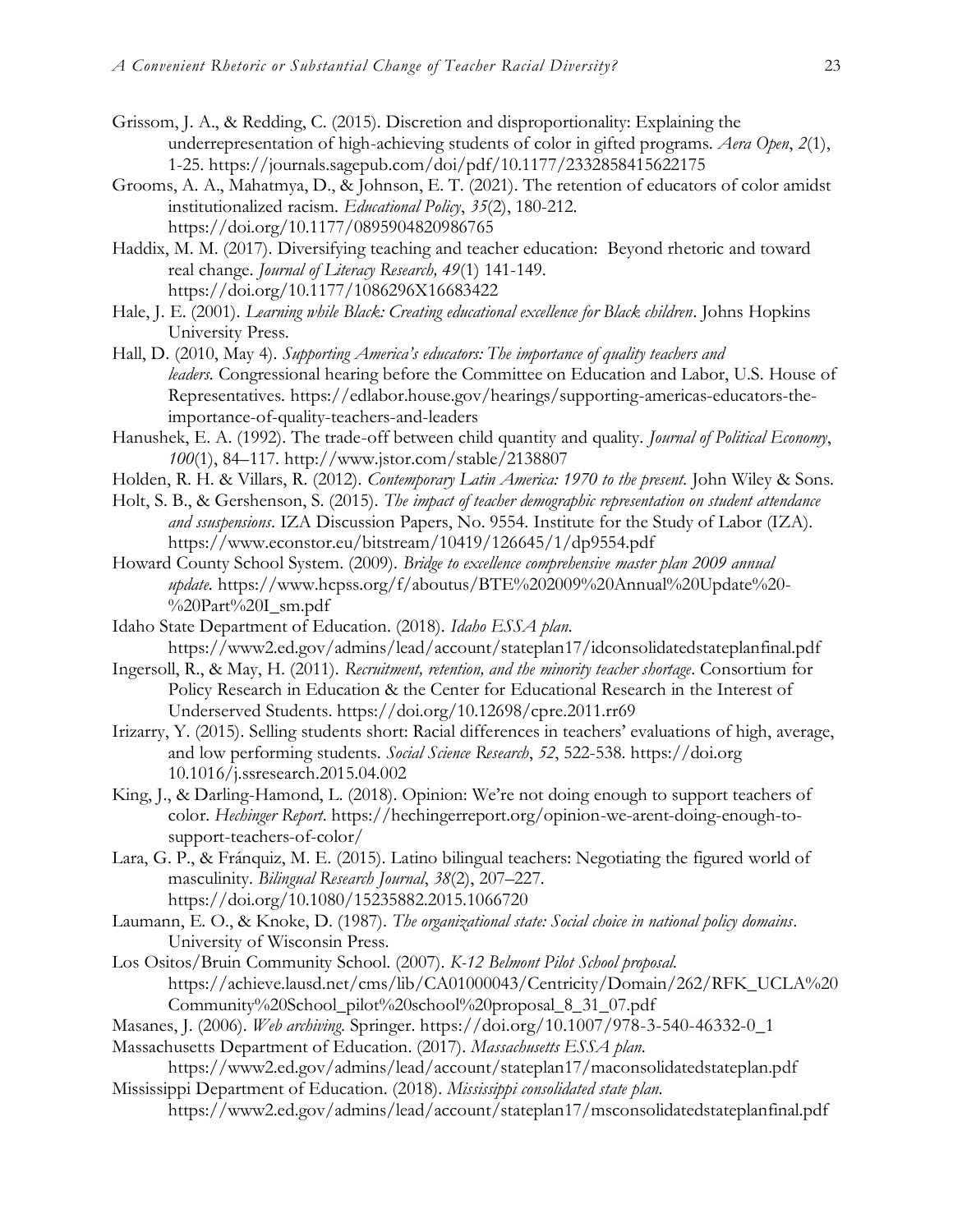Grissom, J. A., & Redding, C. (2015). Discretion and disproportionality: Explaining the underrepresentation of high-achieving students of color in gifted programs. *Aera Open*, *2*(1), 1-25. https://journals.sagepub.com/doi/pdf/10.1177/2332858415622175

Grooms, A. A., Mahatmya, D., & Johnson, E. T. (2021). The retention of educators of color amidst institutionalized racism. *Educational Policy*, *35*(2), 180-212. https://doi.org/10.1177/0895904820986765

Haddix, M. M. (2017). Diversifying teaching and teacher education: Beyond rhetoric and toward real change. *Journal of Literacy Research, 49*(1) 141-149. https://doi.org/10.1177/1086296X16683422

Hale, J. E. (2001). *Learning while Black: Creating educational excellence for Black children*. Johns Hopkins University Press.

Hall, D. (2010, May 4). *Supporting America's educators: The importance of quality teachers and leaders.* Congressional hearing before the Committee on Education and Labor, U.S. House of Representatives. https://edlabor.house.gov/hearings/supporting-americas-educators-the-importance-of-quality-teachers-and-leaders

Hanushek, E. A. (1992). The trade-off between child quantity and quality. *Journal of Political Economy*, *100*(1), 84–117. http://www.jstor.com/stable/2138807

Holden, R. H. & Villars, R. (2012). *Contemporary Latin America: 1970 to the present.* John Wiley & Sons.

Holt, S. B., & Gershenson, S. (2015). *The impact of teacher demographic representation on student attendance and ssuspensions*. IZA Discussion Papers, No. 9554. Institute for the Study of Labor (IZA). https://www.econstor.eu/bitstream/10419/126645/1/dp9554.pdf

Howard County School System. (2009). *Bridge to excellence comprehensive master plan 2009 annual update.* https://www.hcpss.org/f/aboutus/BTE%202009%20Annual%20Update%20-%20Part%20I_sm.pdf

Idaho State Department of Education. (2018). *Idaho ESSA plan.* https://www2.ed.gov/admins/lead/account/stateplan17/idconsolidatedstateplanfinal.pdf

Ingersoll, R., & May, H. (2011). *Recruitment, retention, and the minority teacher shortage*. Consortium for Policy Research in Education & the Center for Educational Research in the Interest of Underserved Students. https://doi.org/10.12698/cpre.2011.rr69

Irizarry, Y. (2015). Selling students short: Racial differences in teachers' evaluations of high, average, and low performing students. *Social Science Research*, *52*, 522-538. https://doi.org 10.1016/j.ssresearch.2015.04.002

King, J., & Darling-Hamond, L. (2018). Opinion: We're not doing enough to support teachers of color. *Hechinger Report*. https://hechingerreport.org/opinion-we-arent-doing-enough-to-support-teachers-of-color/

Lara, G. P., & Fránquiz, M. E. (2015). Latino bilingual teachers: Negotiating the figured world of masculinity. *Bilingual Research Journal*, *38*(2), 207–227. https://doi.org/10.1080/15235882.2015.1066720

Laumann, E. O., & Knoke, D. (1987). *The organizational state: Social choice in national policy domains*. University of Wisconsin Press.

Los Ositos/Bruin Community School. (2007). *K-12 Belmont Pilot School proposal.* https://achieve.lausd.net/cms/lib/CA01000043/Centricity/Domain/262/RFK_UCLA%20Community%20School_pilot%20school%20proposal_8_31_07.pdf

Masanes, J. (2006). *Web archiving.* Springer. https://doi.org/10.1007/978-3-540-46332-0_1

Massachusetts Department of Education. (2017). *Massachusetts ESSA plan.* https://www2.ed.gov/admins/lead/account/stateplan17/maconsolidatedstateplan.pdf

Mississippi Department of Education. (2018). *Mississippi consolidated state plan.* https://www2.ed.gov/admins/lead/account/stateplan17/msconsolidatedstateplanfinal.pdf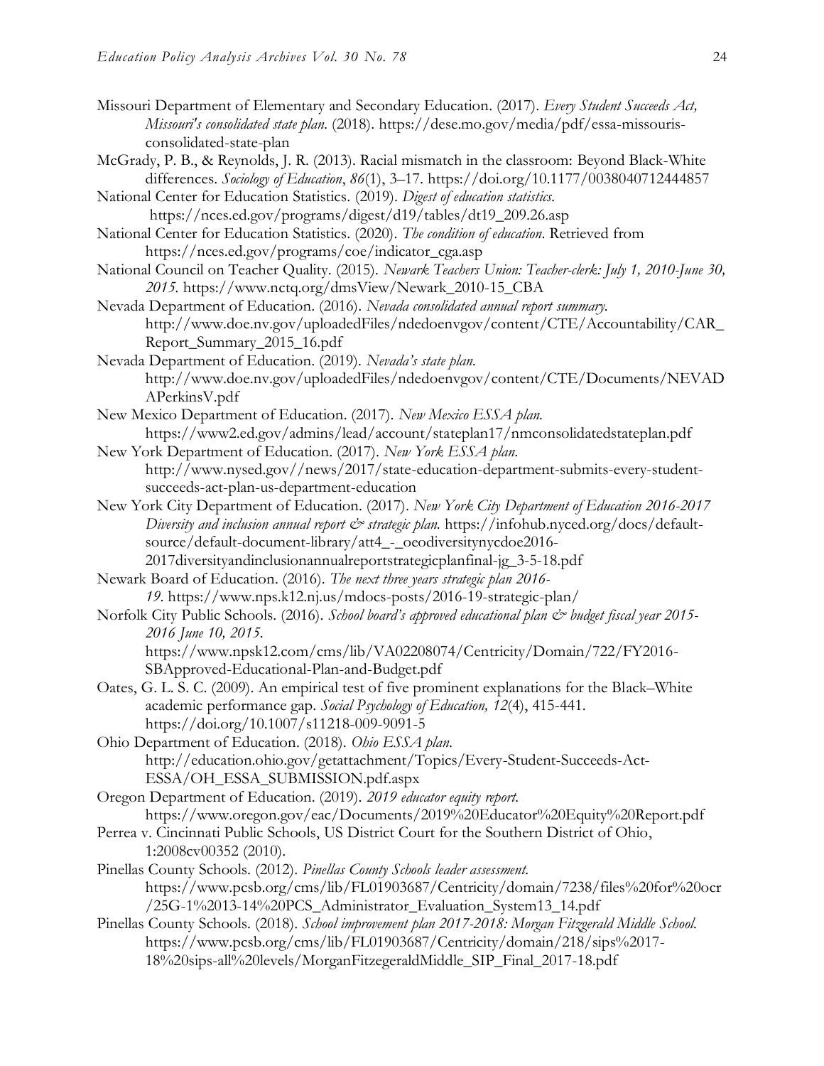Missouri Department of Elementary and Secondary Education. (2017). *Every Student Succeeds Act, Missouri's consolidated state plan*. (2018). https://dese.mo.gov/media/pdf/essa-missouris-consolidated-state-plan

McGrady, P. B., & Reynolds, J. R. (2013). Racial mismatch in the classroom: Beyond Black-White differences. *Sociology of Education*, *86*(1), 3–17. https://doi.org/10.1177/0038040712444857

National Center for Education Statistics. (2019). *Digest of education statistics*. https://nces.ed.gov/programs/digest/d19/tables/dt19_209.26.asp

National Center for Education Statistics. (2020). *The condition of education*. Retrieved from https://nces.ed.gov/programs/coe/indicator_cga.asp

National Council on Teacher Quality. (2015). *Newark Teachers Union: Teacher-clerk: July 1, 2010-June 30, 2015*. https://www.nctq.org/dmsView/Newark_2010-15_CBA

Nevada Department of Education. (2016). *Nevada consolidated annual report summary*. http://www.doe.nv.gov/uploadedFiles/ndedoenvgov/content/CTE/Accountability/CAR_Report_Summary_2015_16.pdf

Nevada Department of Education. (2019). *Nevada's state plan*. http://www.doe.nv.gov/uploadedFiles/ndedoenvgov/content/CTE/Documents/NEVADAPerkinsV.pdf

New Mexico Department of Education. (2017). *New Mexico ESSA plan*. https://www2.ed.gov/admins/lead/account/stateplan17/nmconsolidatedstateplan.pdf

New York Department of Education. (2017). *New York ESSA plan*. http://www.nysed.gov//news/2017/state-education-department-submits-every-student-succeeds-act-plan-us-department-education

New York City Department of Education. (2017). *New York City Department of Education 2016-2017 Diversity and inclusion annual report & strategic plan*. https://infohub.nyced.org/docs/default-source/default-document-library/att4_-_oeodiversitynycdoe2016-2017diversityandinclusionannualreportstrategicplanfinal-jg_3-5-18.pdf

Newark Board of Education. (2016). *The next three years strategic plan 2016-19*. https://www.nps.k12.nj.us/mdocs-posts/2016-19-strategic-plan/

Norfolk City Public Schools. (2016). *School board's approved educational plan & budget fiscal year 2015-2016 June 10, 2015*. https://www.npsk12.com/cms/lib/VA02208074/Centricity/Domain/722/FY2016-SBApproved-Educational-Plan-and-Budget.pdf

Oates, G. L. S. C. (2009). An empirical test of five prominent explanations for the Black–White academic performance gap. *Social Psychology of Education, 12*(4), 415-441. https://doi.org/10.1007/s11218-009-9091-5

Ohio Department of Education. (2018). *Ohio ESSA plan*. http://education.ohio.gov/getattachment/Topics/Every-Student-Succeeds-Act-ESSA/OH_ESSA_SUBMISSION.pdf.aspx

Oregon Department of Education. (2019). *2019 educator equity report*. https://www.oregon.gov/eac/Documents/2019%20Educator%20Equity%20Report.pdf

Perrea v. Cincinnati Public Schools, US District Court for the Southern District of Ohio, 1:2008cv00352 (2010).

Pinellas County Schools. (2012). *Pinellas County Schools leader assessment*. https://www.pcsb.org/cms/lib/FL01903687/Centricity/domain/7238/files%20for%20ocr/25G-1%2013-14%20PCS_Administrator_Evaluation_System13_14.pdf

Pinellas County Schools. (2018). *School improvement plan 2017-2018: Morgan Fitzgerald Middle School*. https://www.pcsb.org/cms/lib/FL01903687/Centricity/domain/218/sips%2017-18%20sips-all%20levels/MorganFitzegeraldMiddle_SIP_Final_2017-18.pdf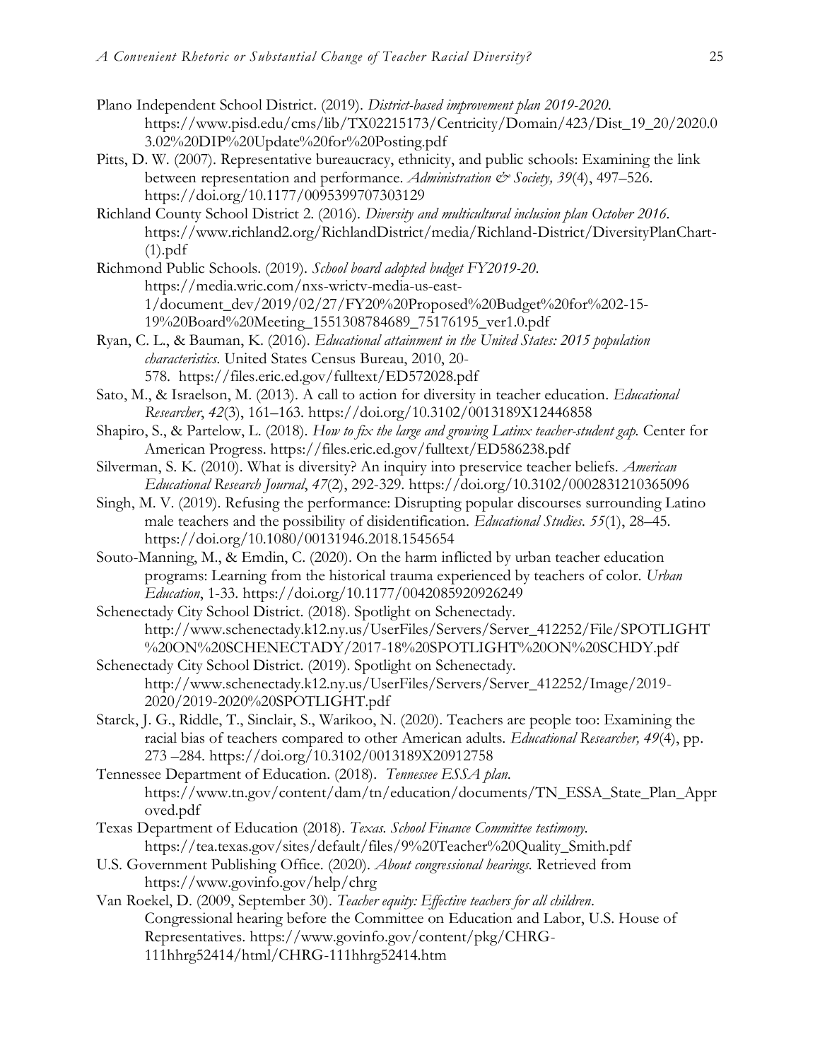Plano Independent School District. (2019). *District-based improvement plan 2019-2020*. https://www.pisd.edu/cms/lib/TX02215173/Centricity/Domain/423/Dist_19_20/2020.03.02%20DIP%20Update%20for%20Posting.pdf

Pitts, D. W. (2007). Representative bureaucracy, ethnicity, and public schools: Examining the link between representation and performance. *Administration & Society, 39*(4), 497–526. https://doi.org/10.1177/0095399707303129

Richland County School District 2. (2016). *Diversity and multicultural inclusion plan October 2016*. https://www.richland2.org/RichlandDistrict/media/Richland-District/DiversityPlanChart-(1).pdf

Richmond Public Schools. (2019). *School board adopted budget FY2019-20*. https://media.wric.com/nxs-wrictv-media-us-east-1/document_dev/2019/02/27/FY20%20Proposed%20Budget%20for%202-15-19%20Board%20Meeting_1551308784689_75176195_ver1.0.pdf

Ryan, C. L., & Bauman, K. (2016). *Educational attainment in the United States: 2015 population characteristics*. United States Census Bureau, 2010, 20-578. https://files.eric.ed.gov/fulltext/ED572028.pdf

Sato, M., & Israelson, M. (2013). A call to action for diversity in teacher education. *Educational Researcher*, *42*(3), 161–163. https://doi.org/10.3102/0013189X12446858

Shapiro, S., & Partelow, L. (2018). *How to fix the large and growing Latinx teacher-student gap.* Center for American Progress. https://files.eric.ed.gov/fulltext/ED586238.pdf

Silverman, S. K. (2010). What is diversity? An inquiry into preservice teacher beliefs. *American Educational Research Journal*, *47*(2), 292-329. https://doi.org/10.3102/0002831210365096

Singh, M. V. (2019). Refusing the performance: Disrupting popular discourses surrounding Latino male teachers and the possibility of disidentification. *Educational Studies*. *55*(1), 28–45. https://doi.org/10.1080/00131946.2018.1545654

Souto-Manning, M., & Emdin, C. (2020). On the harm inflicted by urban teacher education programs: Learning from the historical trauma experienced by teachers of color. *Urban Education*, 1-33. https://doi.org/10.1177/0042085920926249

Schenectady City School District. (2018). Spotlight on Schenectady. http://www.schenectady.k12.ny.us/UserFiles/Servers/Server_412252/File/SPOTLIGHT%20ON%20SCHENECTADY/2017-18%20SPOTLIGHT%20ON%20SCHDY.pdf

Schenectady City School District. (2019). Spotlight on Schenectady. http://www.schenectady.k12.ny.us/UserFiles/Servers/Server_412252/Image/2019-2020/2019-2020%20SPOTLIGHT.pdf

Starck, J. G., Riddle, T., Sinclair, S., Warikoo, N. (2020). Teachers are people too: Examining the racial bias of teachers compared to other American adults. *Educational Researcher, 49*(4), pp. 273 –284. https://doi.org/10.3102/0013189X20912758

Tennessee Department of Education. (2018). *Tennessee ESSA plan*. https://www.tn.gov/content/dam/tn/education/documents/TN_ESSA_State_Plan_Approved.pdf

Texas Department of Education (2018). *Texas. School Finance Committee testimony*. https://tea.texas.gov/sites/default/files/9%20Teacher%20Quality_Smith.pdf

U.S. Government Publishing Office. (2020). *About congressional hearings*. Retrieved from https://www.govinfo.gov/help/chrg

Van Roekel, D. (2009, September 30). *Teacher equity: Effective teachers for all children*. Congressional hearing before the Committee on Education and Labor, U.S. House of Representatives. https://www.govinfo.gov/content/pkg/CHRG-111hhrg52414/html/CHRG-111hhrg52414.htm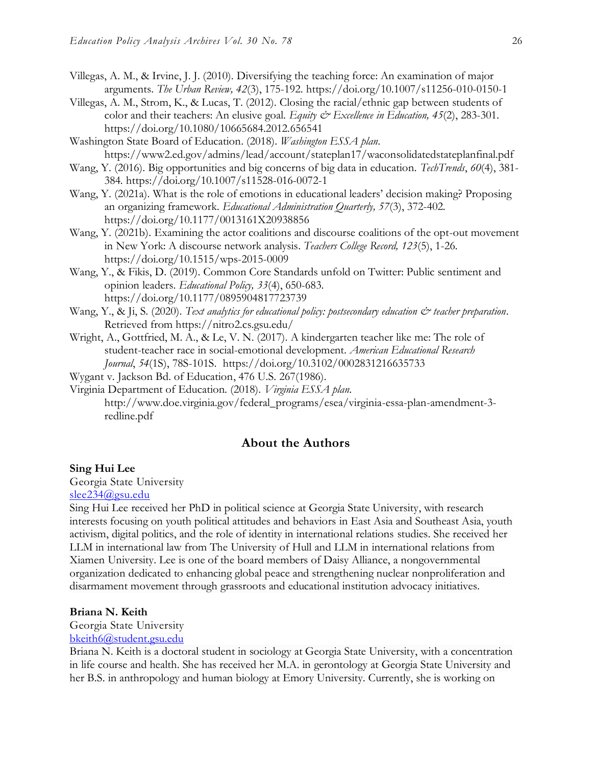Villegas, A. M., & Irvine, J. J. (2010). Diversifying the teaching force: An examination of major arguments. *The Urban Review, 42*(3), 175-192. https://doi.org/10.1007/s11256-010-0150-1

Villegas, A. M., Strom, K., & Lucas, T. (2012). Closing the racial/ethnic gap between students of color and their teachers: An elusive goal. *Equity & Excellence in Education, 45*(2), 283-301. https://doi.org/10.1080/10665684.2012.656541

Washington State Board of Education. (2018). *Washington ESSA plan*. https://www2.ed.gov/admins/lead/account/stateplan17/waconsolidatedstateplanfinal.pdf

Wang, Y. (2016). Big opportunities and big concerns of big data in education. *TechTrends*, *60*(4), 381-384. https://doi.org/10.1007/s11528-016-0072-1

Wang, Y. (2021a). What is the role of emotions in educational leaders' decision making? Proposing an organizing framework. *Educational Administration Quarterly, 57*(3), 372-402. https://doi.org/10.1177/0013161X20938856

Wang, Y. (2021b). Examining the actor coalitions and discourse coalitions of the opt-out movement in New York: A discourse network analysis. *Teachers College Record, 123*(5), 1-26. https://doi.org/10.1515/wps-2015-0009

Wang, Y., & Fikis, D. (2019). Common Core Standards unfold on Twitter: Public sentiment and opinion leaders. *Educational Policy, 33*(4), 650-683. https://doi.org/10.1177/0895904817723739

Wang, Y., & Ji, S. (2020). *Text analytics for educational policy: postsecondary education & teacher preparation*. Retrieved from https://nitro2.cs.gsu.edu/

Wright, A., Gottfried, M. A., & Le, V. N. (2017). A kindergarten teacher like me: The role of student-teacher race in social-emotional development. *American Educational Research Journal*, *54*(1S), 78S-101S. https://doi.org/10.3102/0002831216635733

Wygant v. Jackson Bd. of Education, 476 U.S. 267(1986).

Virginia Department of Education. (2018). *Virginia ESSA plan*. http://www.doe.virginia.gov/federal_programs/esea/virginia-essa-plan-amendment-3-redline.pdf

## About the Authors

**Sing Hui Lee**
Georgia State University
slee234@gsu.edu

Sing Hui Lee received her PhD in political science at Georgia State University, with research interests focusing on youth political attitudes and behaviors in East Asia and Southeast Asia, youth activism, digital politics, and the role of identity in international relations studies. She received her LLM in international law from The University of Hull and LLM in international relations from Xiamen University. Lee is one of the board members of Daisy Alliance, a nongovernmental organization dedicated to enhancing global peace and strengthening nuclear nonproliferation and disarmament movement through grassroots and educational institution advocacy initiatives.

**Briana N. Keith**
Georgia State University
bkeith6@student.gsu.edu

Briana N. Keith is a doctoral student in sociology at Georgia State University, with a concentration in life course and health. She has received her M.A. in gerontology at Georgia State University and her B.S. in anthropology and human biology at Emory University. Currently, she is working on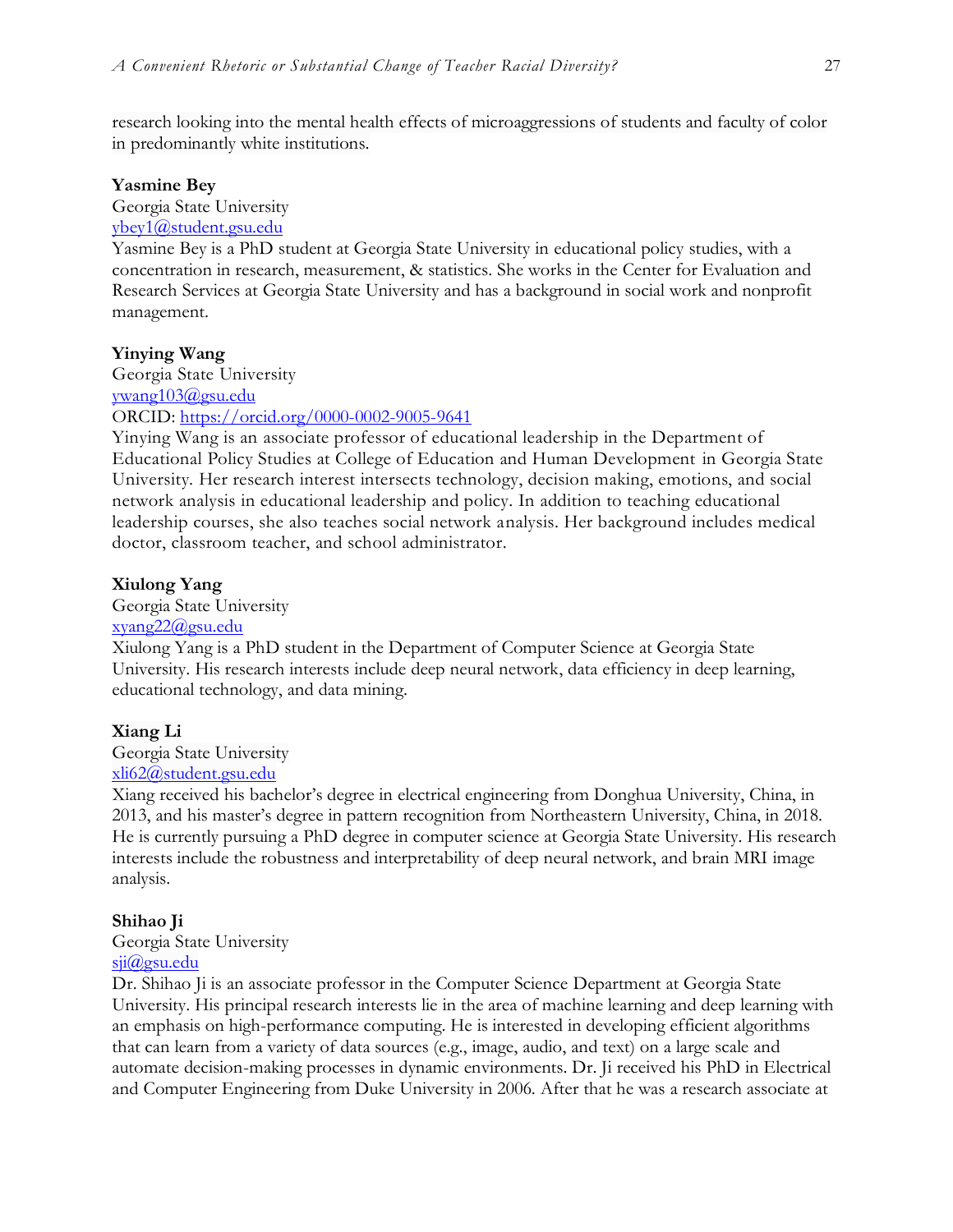research looking into the mental health effects of microaggressions of students and faculty of color in predominantly white institutions.

**Yasmine Bey**
Georgia State University
ybey1@student.gsu.edu
Yasmine Bey is a PhD student at Georgia State University in educational policy studies, with a concentration in research, measurement, & statistics. She works in the Center for Evaluation and Research Services at Georgia State University and has a background in social work and nonprofit management.

**Yinying Wang**
Georgia State University
ywang103@gsu.edu
ORCID: https://orcid.org/0000-0002-9005-9641
Yinying Wang is an associate professor of educational leadership in the Department of Educational Policy Studies at College of Education and Human Development in Georgia State University. Her research interest intersects technology, decision making, emotions, and social network analysis in educational leadership and policy. In addition to teaching educational leadership courses, she also teaches social network analysis. Her background includes medical doctor, classroom teacher, and school administrator.

**Xiulong Yang**
Georgia State University
xyang22@gsu.edu
Xiulong Yang is a PhD student in the Department of Computer Science at Georgia State University. His research interests include deep neural network, data efficiency in deep learning, educational technology, and data mining.

**Xiang Li**
Georgia State University
xli62@student.gsu.edu
Xiang received his bachelor's degree in electrical engineering from Donghua University, China, in 2013, and his master's degree in pattern recognition from Northeastern University, China, in 2018. He is currently pursuing a PhD degree in computer science at Georgia State University. His research interests include the robustness and interpretability of deep neural network, and brain MRI image analysis.

**Shihao Ji**
Georgia State University
sji@gsu.edu
Dr. Shihao Ji is an associate professor in the Computer Science Department at Georgia State University. His principal research interests lie in the area of machine learning and deep learning with an emphasis on high-performance computing. He is interested in developing efficient algorithms that can learn from a variety of data sources (e.g., image, audio, and text) on a large scale and automate decision-making processes in dynamic environments. Dr. Ji received his PhD in Electrical and Computer Engineering from Duke University in 2006. After that he was a research associate at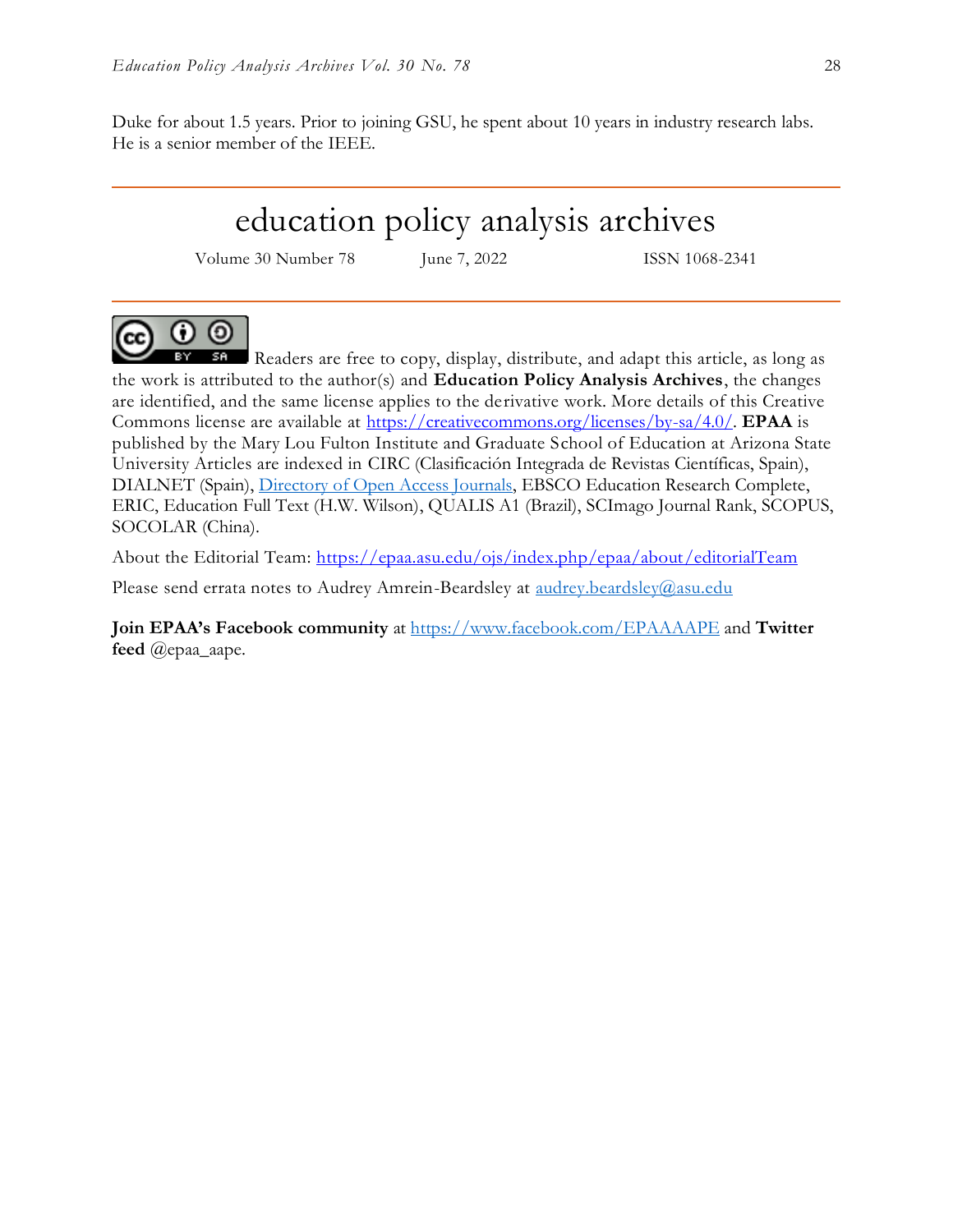Duke for about 1.5 years. Prior to joining GSU, he spent about 10 years in industry research labs. He is a senior member of the IEEE.

---

# education policy analysis archives

Volume 30 Number 78    June 7, 2022    ISSN 1068-2341

---

Readers are free to copy, display, distribute, and adapt this article, as long as the work is attributed to the author(s) and **Education Policy Analysis Archives**, the changes are identified, and the same license applies to the derivative work. More details of this Creative Commons license are available at https://creativecommons.org/licenses/by-sa/4.0/. **EPAA** is published by the Mary Lou Fulton Institute and Graduate School of Education at Arizona State University Articles are indexed in CIRC (Clasificación Integrada de Revistas Científicas, Spain), DIALNET (Spain), Directory of Open Access Journals, EBSCO Education Research Complete, ERIC, Education Full Text (H.W. Wilson), QUALIS A1 (Brazil), SCImago Journal Rank, SCOPUS, SOCOLAR (China).

About the Editorial Team: https://epaa.asu.edu/ojs/index.php/epaa/about/editorialTeam

Please send errata notes to Audrey Amrein-Beardsley at audrey.beardsley@asu.edu

**Join EPAA's Facebook community** at https://www.facebook.com/EPAAAAPE and **Twitter feed** @epaa_aape.